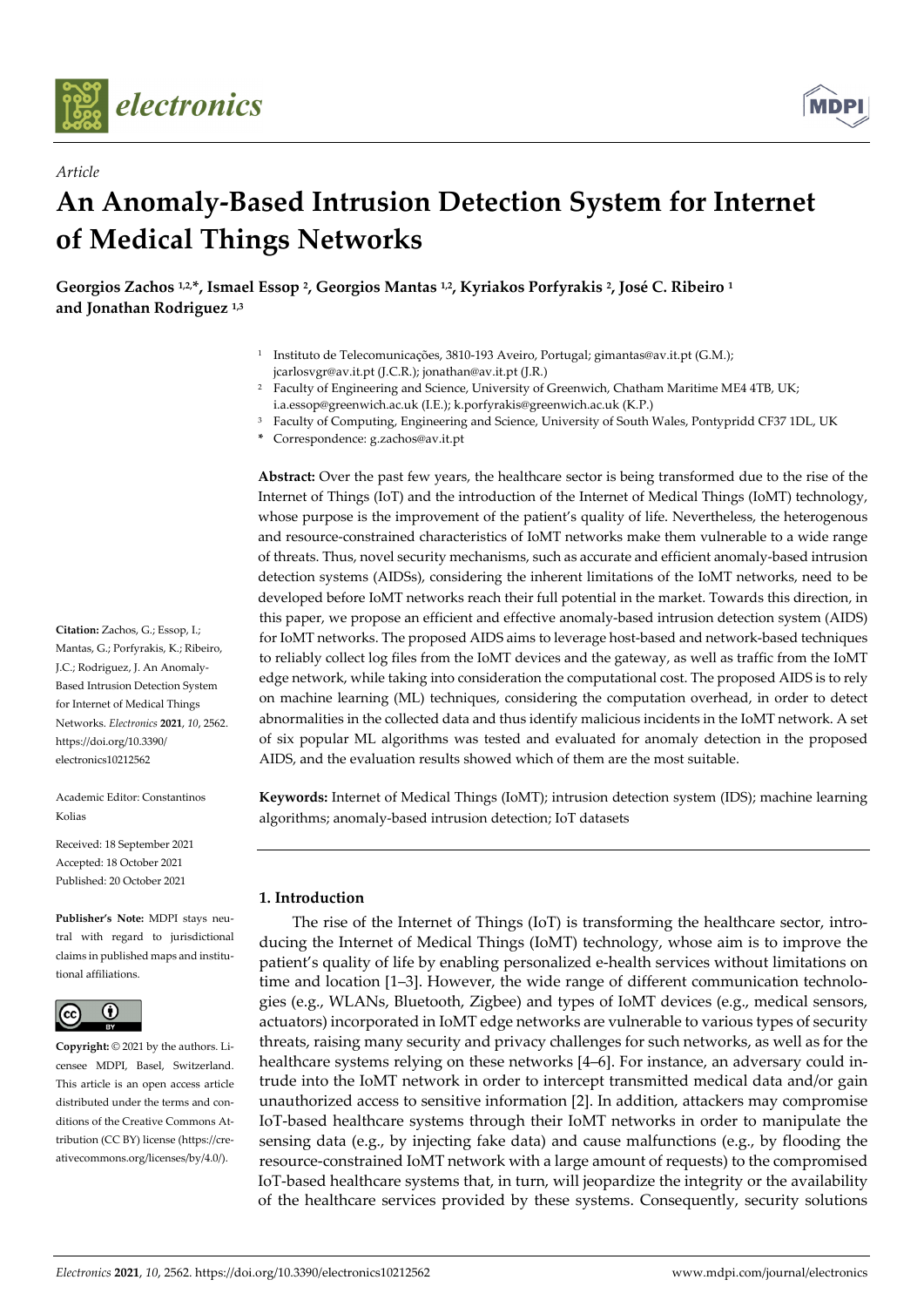*Article*

# An Anomaly-Based Intrusion Detection System for Internet of Medical Things Networks

**Georgios Zachos [1,2,*], Ismael Essop [2], Georgios Mantas [1,2], Kyriakos Porfyrakis [2], José C. Ribeiro [1] and Jonathan Rodriguez [1,3]**

[1] Instituto de Telecomunicações, 3810-193 Aveiro, Portugal; gimantas@av.it.pt (G.M.); jcarlosvgr@av.it.pt (J.C.R.); jonathan@av.it.pt (J.R.)
[2] Faculty of Engineering and Science, University of Greenwich, Chatham Maritime ME4 4TB, UK; i.a.essop@greenwich.ac.uk (I.E.); k.porfyrakis@greenwich.ac.uk (K.P.)
[3] Faculty of Computing, Engineering and Science, University of South Wales, Pontypridd CF37 1DL, UK
[*] Correspondence: g.zachos@av.it.pt

**Citation:** Zachos, G.; Essop, I.; Mantas, G.; Porfyrakis, K.; Ribeiro, J.C.; Rodriguez, J. An Anomaly-Based Intrusion Detection System for Internet of Medical Things Networks. *Electronics* **2021**, *10*, 2562. https://doi.org/10.3390/electronics10212562

Academic Editor: Constantinos Kolias

Received: 18 September 2021
Accepted: 18 October 2021
Published: 20 October 2021

**Publisher's Note:** MDPI stays neutral with regard to jurisdictional claims in published maps and institutional affiliations.

**Copyright:** © 2021 by the authors. Licensee MDPI, Basel, Switzerland. This article is an open access article distributed under the terms and conditions of the Creative Commons Attribution (CC BY) license (https://creativecommons.org/licenses/by/4.0/).

**Abstract:** Over the past few years, the healthcare sector is being transformed due to the rise of the Internet of Things (IoT) and the introduction of the Internet of Medical Things (IoMT) technology, whose purpose is the improvement of the patient's quality of life. Nevertheless, the heterogenous and resource-constrained characteristics of IoMT networks make them vulnerable to a wide range of threats. Thus, novel security mechanisms, such as accurate and efficient anomaly-based intrusion detection systems (AIDSs), considering the inherent limitations of the IoMT networks, need to be developed before IoMT networks reach their full potential in the market. Towards this direction, in this paper, we propose an efficient and effective anomaly-based intrusion detection system (AIDS) for IoMT networks. The proposed AIDS aims to leverage host-based and network-based techniques to reliably collect log files from the IoMT devices and the gateway, as well as traffic from the IoMT edge network, while taking into consideration the computational cost. The proposed AIDS is to rely on machine learning (ML) techniques, considering the computation overhead, in order to detect abnormalities in the collected data and thus identify malicious incidents in the IoMT network. A set of six popular ML algorithms was tested and evaluated for anomaly detection in the proposed AIDS, and the evaluation results showed which of them are the most suitable.

**Keywords:** Internet of Medical Things (IoMT); intrusion detection system (IDS); machine learning algorithms; anomaly-based intrusion detection; IoT datasets

## 1. Introduction

The rise of the Internet of Things (IoT) is transforming the healthcare sector, introducing the Internet of Medical Things (IoMT) technology, whose aim is to improve the patient's quality of life by enabling personalized e-health services without limitations on time and location [1–3]. However, the wide range of different communication technologies (e.g., WLANs, Bluetooth, Zigbee) and types of IoMT devices (e.g., medical sensors, actuators) incorporated in IoMT edge networks are vulnerable to various types of security threats, raising many security and privacy challenges for such networks, as well as for the healthcare systems relying on these networks [4–6]. For instance, an adversary could intrude into the IoMT network in order to intercept transmitted medical data and/or gain unauthorized access to sensitive information [2]. In addition, attackers may compromise IoT-based healthcare systems through their IoMT networks in order to manipulate the sensing data (e.g., by injecting fake data) and cause malfunctions (e.g., by flooding the resource-constrained IoMT network with a large amount of requests) to the compromised IoT-based healthcare systems that, in turn, will jeopardize the integrity or the availability of the healthcare services provided by these systems. Consequently, security solutions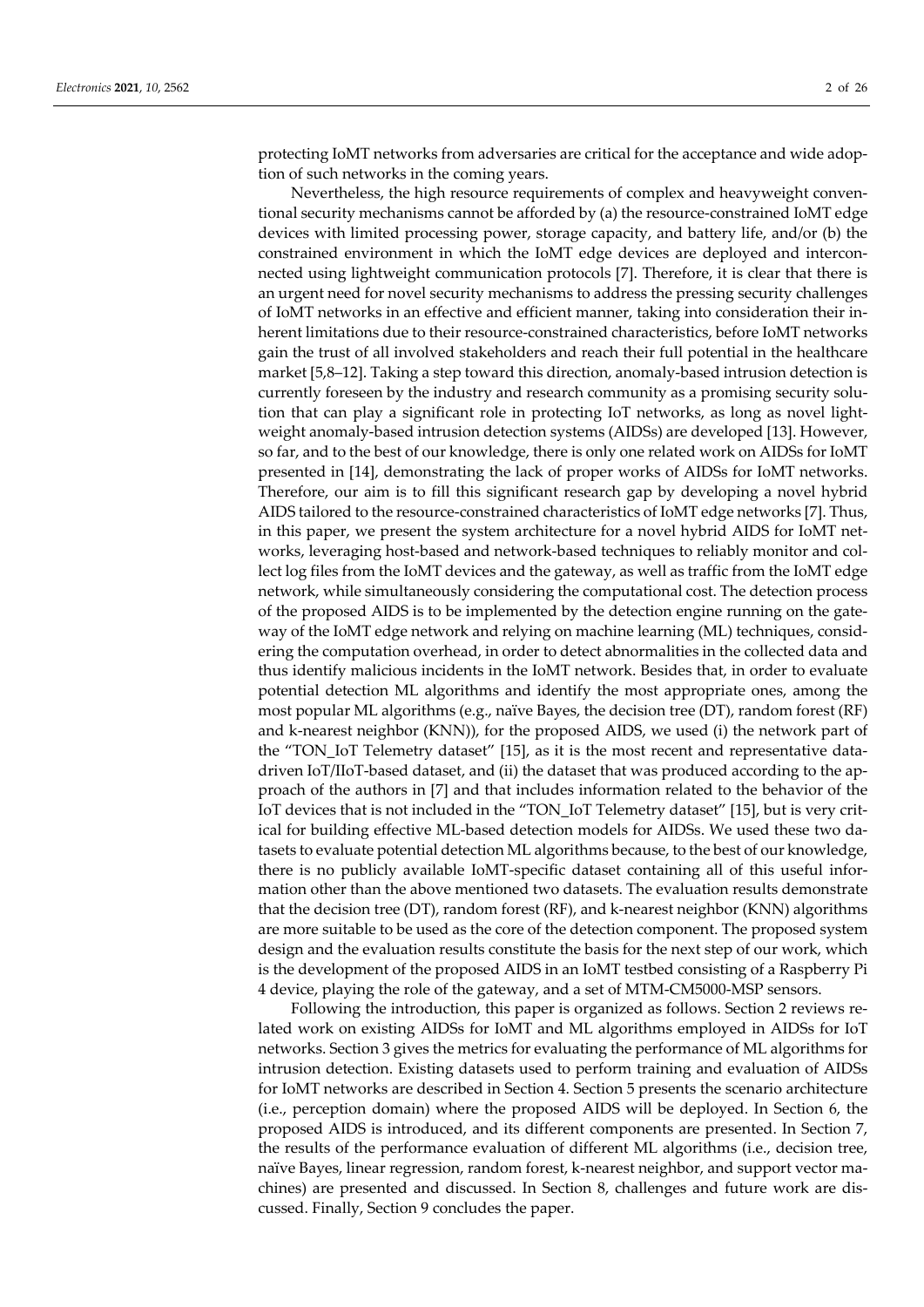protecting IoMT networks from adversaries are critical for the acceptance and wide adoption of such networks in the coming years.

Nevertheless, the high resource requirements of complex and heavyweight conventional security mechanisms cannot be afforded by (a) the resource-constrained IoMT edge devices with limited processing power, storage capacity, and battery life, and/or (b) the constrained environment in which the IoMT edge devices are deployed and interconnected using lightweight communication protocols [7]. Therefore, it is clear that there is an urgent need for novel security mechanisms to address the pressing security challenges of IoMT networks in an effective and efficient manner, taking into consideration their inherent limitations due to their resource-constrained characteristics, before IoMT networks gain the trust of all involved stakeholders and reach their full potential in the healthcare market [5,8–12]. Taking a step toward this direction, anomaly-based intrusion detection is currently foreseen by the industry and research community as a promising security solution that can play a significant role in protecting IoT networks, as long as novel lightweight anomaly-based intrusion detection systems (AIDSs) are developed [13]. However, so far, and to the best of our knowledge, there is only one related work on AIDSs for IoMT presented in [14], demonstrating the lack of proper works of AIDSs for IoMT networks. Therefore, our aim is to fill this significant research gap by developing a novel hybrid AIDS tailored to the resource-constrained characteristics of IoMT edge networks [7]. Thus, in this paper, we present the system architecture for a novel hybrid AIDS for IoMT networks, leveraging host-based and network-based techniques to reliably monitor and collect log files from the IoMT devices and the gateway, as well as traffic from the IoMT edge network, while simultaneously considering the computational cost. The detection process of the proposed AIDS is to be implemented by the detection engine running on the gateway of the IoMT edge network and relying on machine learning (ML) techniques, considering the computation overhead, in order to detect abnormalities in the collected data and thus identify malicious incidents in the IoMT network. Besides that, in order to evaluate potential detection ML algorithms and identify the most appropriate ones, among the most popular ML algorithms (e.g., naïve Bayes, the decision tree (DT), random forest (RF) and k-nearest neighbor (KNN)), for the proposed AIDS, we used (i) the network part of the "TON_IoT Telemetry dataset" [15], as it is the most recent and representative data-driven IoT/IIoT-based dataset, and (ii) the dataset that was produced according to the approach of the authors in [7] and that includes information related to the behavior of the IoT devices that is not included in the "TON_IoT Telemetry dataset" [15], but is very critical for building effective ML-based detection models for AIDSs. We used these two datasets to evaluate potential detection ML algorithms because, to the best of our knowledge, there is no publicly available IoMT-specific dataset containing all of this useful information other than the above mentioned two datasets. The evaluation results demonstrate that the decision tree (DT), random forest (RF), and k-nearest neighbor (KNN) algorithms are more suitable to be used as the core of the detection component. The proposed system design and the evaluation results constitute the basis for the next step of our work, which is the development of the proposed AIDS in an IoMT testbed consisting of a Raspberry Pi 4 device, playing the role of the gateway, and a set of MTM-CM5000-MSP sensors.

Following the introduction, this paper is organized as follows. Section 2 reviews related work on existing AIDSs for IoMT and ML algorithms employed in AIDSs for IoT networks. Section 3 gives the metrics for evaluating the performance of ML algorithms for intrusion detection. Existing datasets used to perform training and evaluation of AIDSs for IoMT networks are described in Section 4. Section 5 presents the scenario architecture (i.e., perception domain) where the proposed AIDS will be deployed. In Section 6, the proposed AIDS is introduced, and its different components are presented. In Section 7, the results of the performance evaluation of different ML algorithms (i.e., decision tree, naïve Bayes, linear regression, random forest, k-nearest neighbor, and support vector machines) are presented and discussed. In Section 8, challenges and future work are discussed. Finally, Section 9 concludes the paper.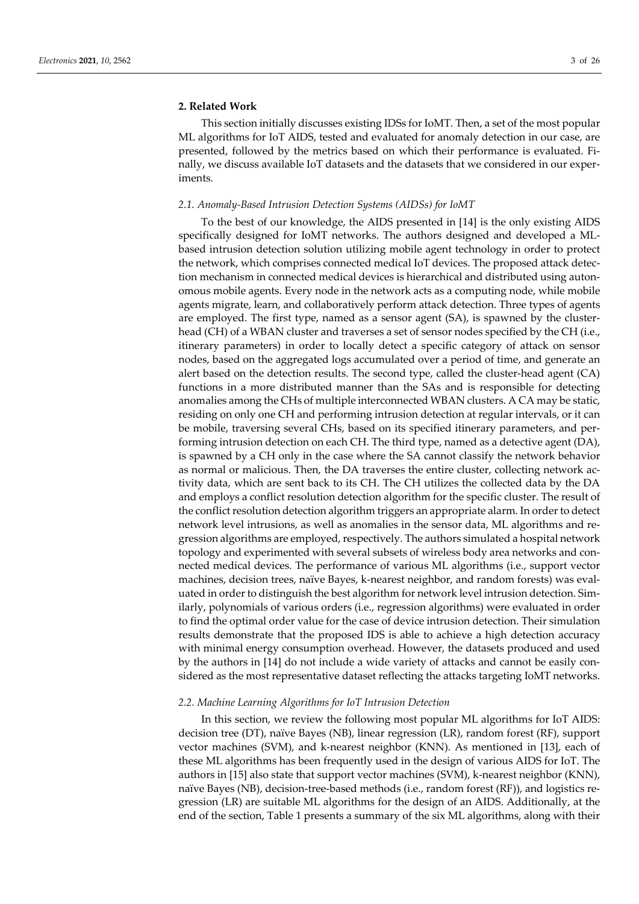## 2. Related Work

This section initially discusses existing IDSs for IoMT. Then, a set of the most popular ML algorithms for IoT AIDS, tested and evaluated for anomaly detection in our case, are presented, followed by the metrics based on which their performance is evaluated. Finally, we discuss available IoT datasets and the datasets that we considered in our experiments.

### *2.1. Anomaly-Based Intrusion Detection Systems (AIDSs) for IoMT*

To the best of our knowledge, the AIDS presented in [14] is the only existing AIDS specifically designed for IoMT networks. The authors designed and developed a ML-based intrusion detection solution utilizing mobile agent technology in order to protect the network, which comprises connected medical IoT devices. The proposed attack detection mechanism in connected medical devices is hierarchical and distributed using autonomous mobile agents. Every node in the network acts as a computing node, while mobile agents migrate, learn, and collaboratively perform attack detection. Three types of agents are employed. The first type, named as a sensor agent (SA), is spawned by the cluster-head (CH) of a WBAN cluster and traverses a set of sensor nodes specified by the CH (i.e., itinerary parameters) in order to locally detect a specific category of attack on sensor nodes, based on the aggregated logs accumulated over a period of time, and generate an alert based on the detection results. The second type, called the cluster-head agent (CA) functions in a more distributed manner than the SAs and is responsible for detecting anomalies among the CHs of multiple interconnected WBAN clusters. A CA may be static, residing on only one CH and performing intrusion detection at regular intervals, or it can be mobile, traversing several CHs, based on its specified itinerary parameters, and performing intrusion detection on each CH. The third type, named as a detective agent (DA), is spawned by a CH only in the case where the SA cannot classify the network behavior as normal or malicious. Then, the DA traverses the entire cluster, collecting network activity data, which are sent back to its CH. The CH utilizes the collected data by the DA and employs a conflict resolution detection algorithm for the specific cluster. The result of the conflict resolution detection algorithm triggers an appropriate alarm. In order to detect network level intrusions, as well as anomalies in the sensor data, ML algorithms and regression algorithms are employed, respectively. The authors simulated a hospital network topology and experimented with several subsets of wireless body area networks and connected medical devices. The performance of various ML algorithms (i.e., support vector machines, decision trees, naïve Bayes, k-nearest neighbor, and random forests) was evaluated in order to distinguish the best algorithm for network level intrusion detection. Similarly, polynomials of various orders (i.e., regression algorithms) were evaluated in order to find the optimal order value for the case of device intrusion detection. Their simulation results demonstrate that the proposed IDS is able to achieve a high detection accuracy with minimal energy consumption overhead. However, the datasets produced and used by the authors in [14] do not include a wide variety of attacks and cannot be easily considered as the most representative dataset reflecting the attacks targeting IoMT networks.

### *2.2. Machine Learning Algorithms for IoT Intrusion Detection*

In this section, we review the following most popular ML algorithms for IoT AIDS: decision tree (DT), naïve Bayes (NB), linear regression (LR), random forest (RF), support vector machines (SVM), and k-nearest neighbor (KNN). As mentioned in [13], each of these ML algorithms has been frequently used in the design of various AIDS for IoT. The authors in [15] also state that support vector machines (SVM), k-nearest neighbor (KNN), naïve Bayes (NB), decision-tree-based methods (i.e., random forest (RF)), and logistics regression (LR) are suitable ML algorithms for the design of an AIDS. Additionally, at the end of the section, Table 1 presents a summary of the six ML algorithms, along with their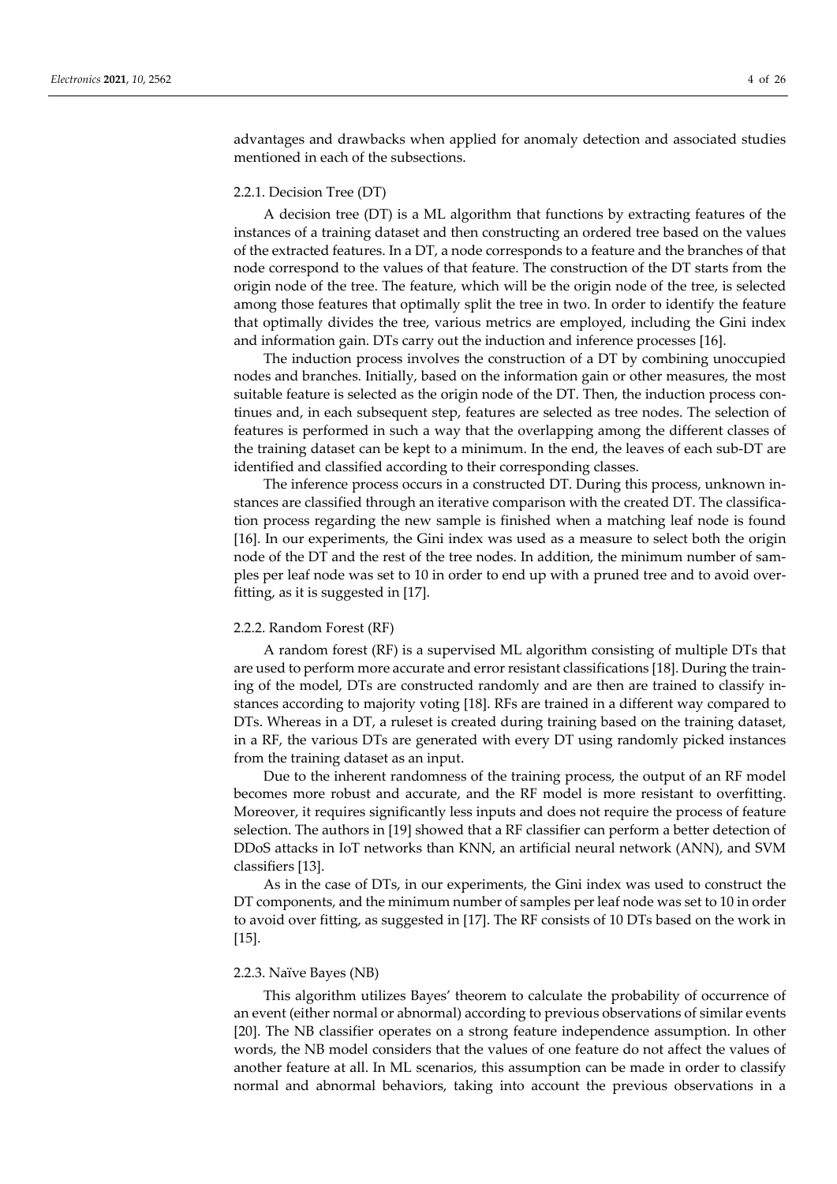advantages and drawbacks when applied for anomaly detection and associated studies mentioned in each of the subsections.

#### 2.2.1. Decision Tree (DT)

A decision tree (DT) is a ML algorithm that functions by extracting features of the instances of a training dataset and then constructing an ordered tree based on the values of the extracted features. In a DT, a node corresponds to a feature and the branches of that node correspond to the values of that feature. The construction of the DT starts from the origin node of the tree. The feature, which will be the origin node of the tree, is selected among those features that optimally split the tree in two. In order to identify the feature that optimally divides the tree, various metrics are employed, including the Gini index and information gain. DTs carry out the induction and inference processes [16].

The induction process involves the construction of a DT by combining unoccupied nodes and branches. Initially, based on the information gain or other measures, the most suitable feature is selected as the origin node of the DT. Then, the induction process continues and, in each subsequent step, features are selected as tree nodes. The selection of features is performed in such a way that the overlapping among the different classes of the training dataset can be kept to a minimum. In the end, the leaves of each sub-DT are identified and classified according to their corresponding classes.

The inference process occurs in a constructed DT. During this process, unknown instances are classified through an iterative comparison with the created DT. The classification process regarding the new sample is finished when a matching leaf node is found [16]. In our experiments, the Gini index was used as a measure to select both the origin node of the DT and the rest of the tree nodes. In addition, the minimum number of samples per leaf node was set to 10 in order to end up with a pruned tree and to avoid overfitting, as it is suggested in [17].

#### 2.2.2. Random Forest (RF)

A random forest (RF) is a supervised ML algorithm consisting of multiple DTs that are used to perform more accurate and error resistant classifications [18]. During the training of the model, DTs are constructed randomly and are then are trained to classify instances according to majority voting [18]. RFs are trained in a different way compared to DTs. Whereas in a DT, a ruleset is created during training based on the training dataset, in a RF, the various DTs are generated with every DT using randomly picked instances from the training dataset as an input.

Due to the inherent randomness of the training process, the output of an RF model becomes more robust and accurate, and the RF model is more resistant to overfitting. Moreover, it requires significantly less inputs and does not require the process of feature selection. The authors in [19] showed that a RF classifier can perform a better detection of DDoS attacks in IoT networks than KNN, an artificial neural network (ANN), and SVM classifiers [13].

As in the case of DTs, in our experiments, the Gini index was used to construct the DT components, and the minimum number of samples per leaf node was set to 10 in order to avoid over fitting, as suggested in [17]. The RF consists of 10 DTs based on the work in [15].

#### 2.2.3. Naïve Bayes (NB)

This algorithm utilizes Bayes' theorem to calculate the probability of occurrence of an event (either normal or abnormal) according to previous observations of similar events [20]. The NB classifier operates on a strong feature independence assumption. In other words, the NB model considers that the values of one feature do not affect the values of another feature at all. In ML scenarios, this assumption can be made in order to classify normal and abnormal behaviors, taking into account the previous observations in a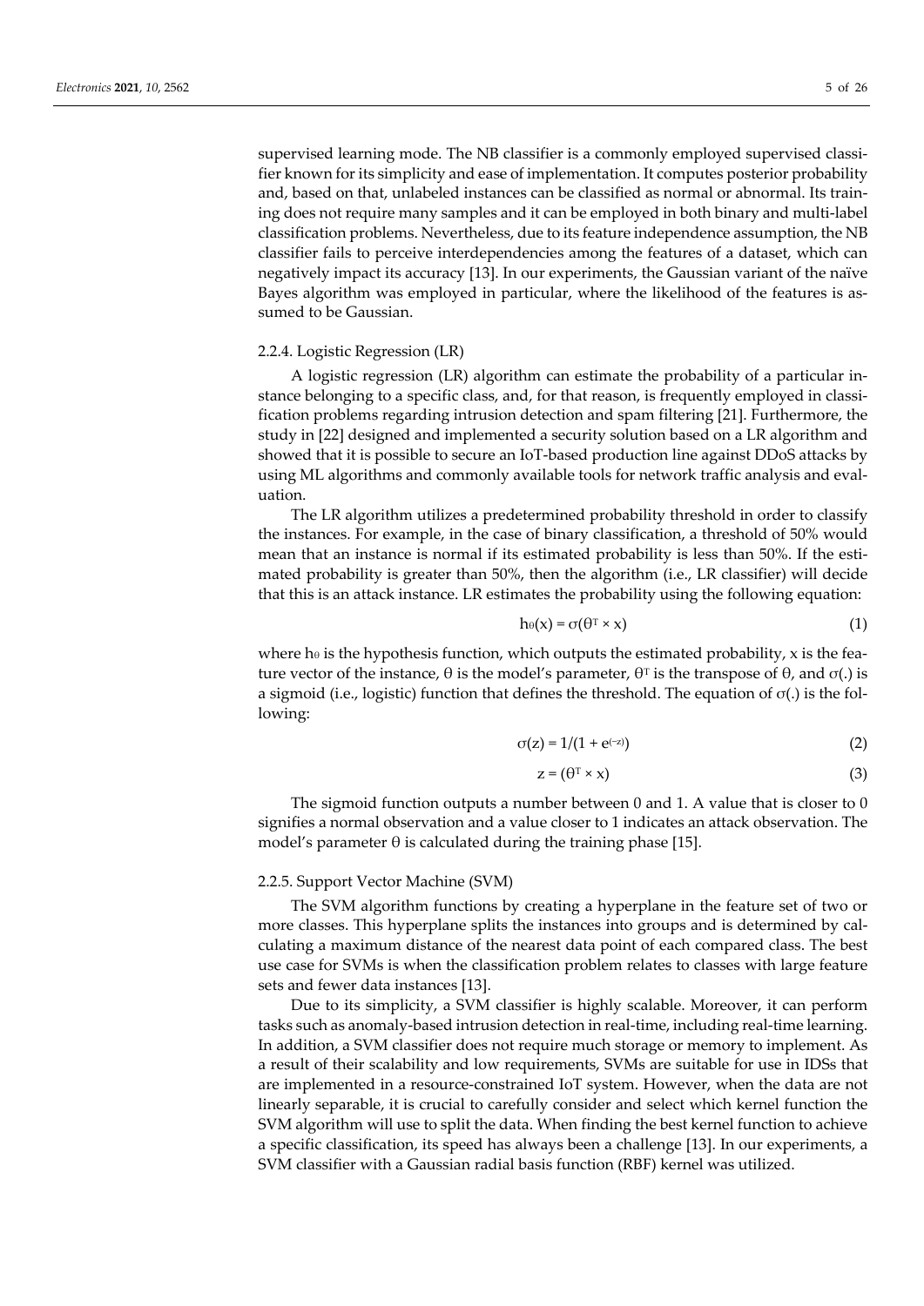supervised learning mode. The NB classifier is a commonly employed supervised classifier known for its simplicity and ease of implementation. It computes posterior probability and, based on that, unlabeled instances can be classified as normal or abnormal. Its training does not require many samples and it can be employed in both binary and multi-label classification problems. Nevertheless, due to its feature independence assumption, the NB classifier fails to perceive interdependencies among the features of a dataset, which can negatively impact its accuracy [13]. In our experiments, the Gaussian variant of the naïve Bayes algorithm was employed in particular, where the likelihood of the features is assumed to be Gaussian.

#### 2.2.4. Logistic Regression (LR)

A logistic regression (LR) algorithm can estimate the probability of a particular instance belonging to a specific class, and, for that reason, is frequently employed in classification problems regarding intrusion detection and spam filtering [21]. Furthermore, the study in [22] designed and implemented a security solution based on a LR algorithm and showed that it is possible to secure an IoT-based production line against DDoS attacks by using ML algorithms and commonly available tools for network traffic analysis and evaluation.

The LR algorithm utilizes a predetermined probability threshold in order to classify the instances. For example, in the case of binary classification, a threshold of 50% would mean that an instance is normal if its estimated probability is less than 50%. If the estimated probability is greater than 50%, then the algorithm (i.e., LR classifier) will decide that this is an attack instance. LR estimates the probability using the following equation:

$$h_\theta(x) = \sigma(\theta^T \times x) \tag{1}$$

where $h_\theta$ is the hypothesis function, which outputs the estimated probability, x is the feature vector of the instance, θ is the model's parameter, $\theta^T$ is the transpose of θ, and σ(.) is a sigmoid (i.e., logistic) function that defines the threshold. The equation of σ(.) is the following:

$$\sigma(z) = 1/(1 + e^{(-z)}) \tag{2}$$

$$z = (\theta^T \times x) \tag{3}$$

The sigmoid function outputs a number between 0 and 1. A value that is closer to 0 signifies a normal observation and a value closer to 1 indicates an attack observation. The model's parameter θ is calculated during the training phase [15].

#### 2.2.5. Support Vector Machine (SVM)

The SVM algorithm functions by creating a hyperplane in the feature set of two or more classes. This hyperplane splits the instances into groups and is determined by calculating a maximum distance of the nearest data point of each compared class. The best use case for SVMs is when the classification problem relates to classes with large feature sets and fewer data instances [13].

Due to its simplicity, a SVM classifier is highly scalable. Moreover, it can perform tasks such as anomaly-based intrusion detection in real-time, including real-time learning. In addition, a SVM classifier does not require much storage or memory to implement. As a result of their scalability and low requirements, SVMs are suitable for use in IDSs that are implemented in a resource-constrained IoT system. However, when the data are not linearly separable, it is crucial to carefully consider and select which kernel function the SVM algorithm will use to split the data. When finding the best kernel function to achieve a specific classification, its speed has always been a challenge [13]. In our experiments, a SVM classifier with a Gaussian radial basis function (RBF) kernel was utilized.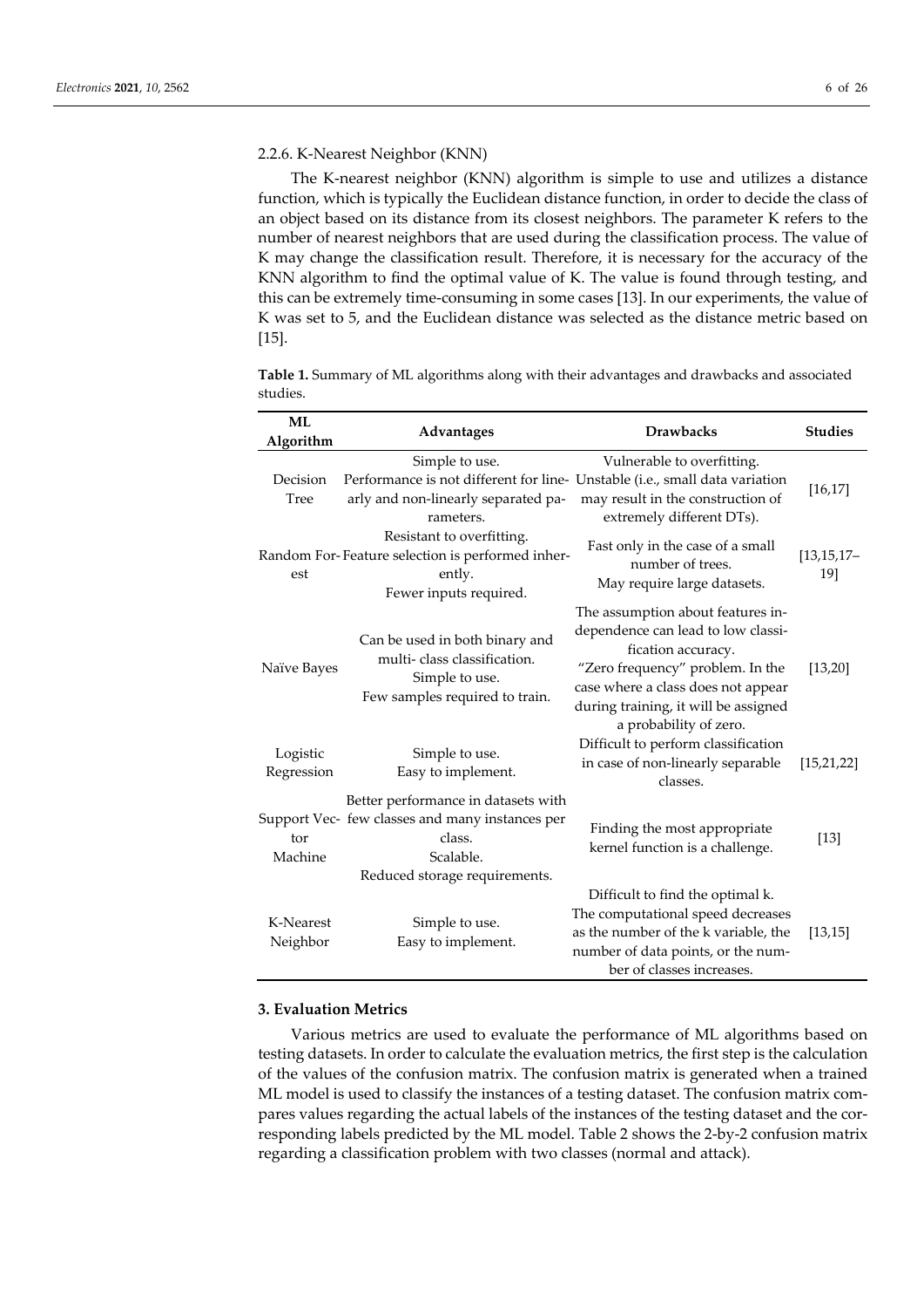#### 2.2.6. K-Nearest Neighbor (KNN)

The K-nearest neighbor (KNN) algorithm is simple to use and utilizes a distance function, which is typically the Euclidean distance function, in order to decide the class of an object based on its distance from its closest neighbors. The parameter K refers to the number of nearest neighbors that are used during the classification process. The value of K may change the classification result. Therefore, it is necessary for the accuracy of the KNN algorithm to find the optimal value of K. The value is found through testing, and this can be extremely time-consuming in some cases [13]. In our experiments, the value of K was set to 5, and the Euclidean distance was selected as the distance metric based on [15].

**Table 1.** Summary of ML algorithms along with their advantages and drawbacks and associated studies.

| ML Algorithm | Advantages | Drawbacks | Studies |
|---|---|---|---|
| Decision Tree | Simple to use.<br>Performance is not different for linearly and non-linearly separated parameters. | Vulnerable to overfitting.<br>Unstable (i.e., small data variation may result in the construction of extremely different DTs). | [16,17] |
| Random Forest | Resistant to overfitting.<br>Feature selection is performed inherently.<br>Fewer inputs required. | Fast only in the case of a small number of trees.<br>May require large datasets. | [13,15,17–19] |
| Naïve Bayes | Can be used in both binary and multi- class classification.<br>Simple to use.<br>Few samples required to train. | The assumption about features independence can lead to low classification accuracy.<br>"Zero frequency" problem. In the case where a class does not appear during training, it will be assigned a probability of zero. | [13,20] |
| Logistic Regression | Simple to use.<br>Easy to implement. | Difficult to perform classification in case of non-linearly separable classes. | [15,21,22] |
| Support Vector Machine | Better performance in datasets with few classes and many instances per class.<br>Scalable.<br>Reduced storage requirements. | Finding the most appropriate kernel function is a challenge. | [13] |
| K-Nearest Neighbor | Simple to use.<br>Easy to implement. | Difficult to find the optimal k.<br>The computational speed decreases as the number of the k variable, the number of data points, or the number of classes increases. | [13,15] |

## 3. Evaluation Metrics

Various metrics are used to evaluate the performance of ML algorithms based on testing datasets. In order to calculate the evaluation metrics, the first step is the calculation of the values of the confusion matrix. The confusion matrix is generated when a trained ML model is used to classify the instances of a testing dataset. The confusion matrix compares values regarding the actual labels of the instances of the testing dataset and the corresponding labels predicted by the ML model. Table 2 shows the 2-by-2 confusion matrix regarding a classification problem with two classes (normal and attack).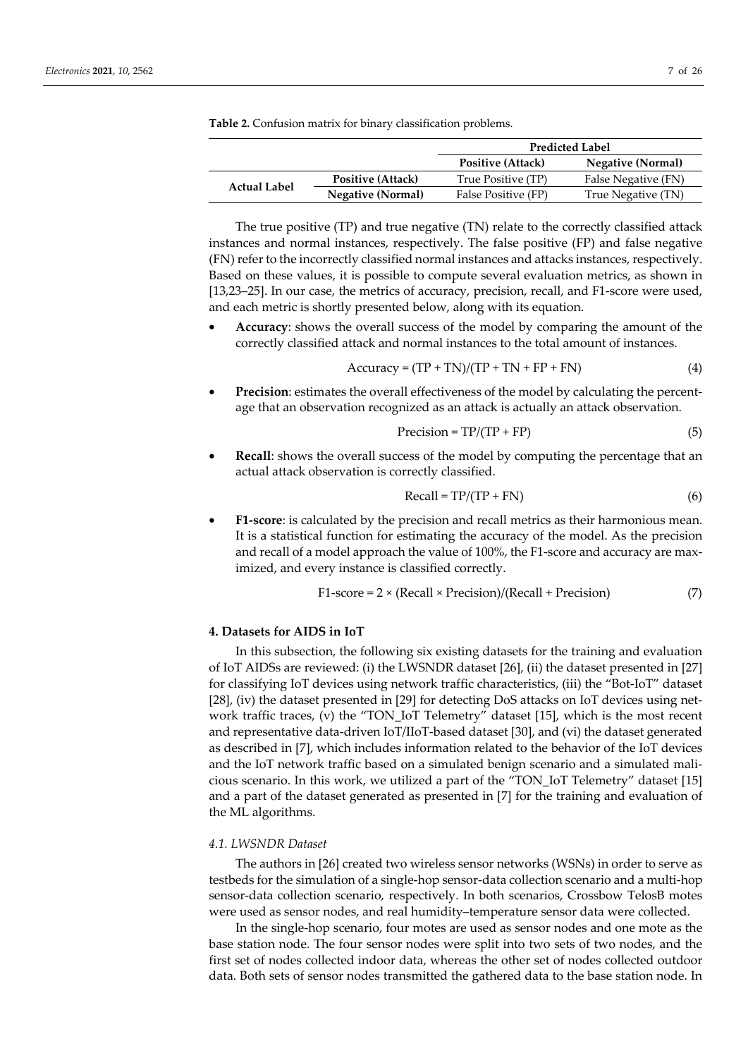**Table 2.** Confusion matrix for binary classification problems.

| | | Predicted Label | |
|---|---|---|---|
| | | **Positive (Attack)** | **Negative (Normal)** |
| **Actual Label** | **Positive (Attack)** | True Positive (TP) | False Negative (FN) |
| | **Negative (Normal)** | False Positive (FP) | True Negative (TN) |

The true positive (TP) and true negative (TN) relate to the correctly classified attack instances and normal instances, respectively. The false positive (FP) and false negative (FN) refer to the incorrectly classified normal instances and attacks instances, respectively. Based on these values, it is possible to compute several evaluation metrics, as shown in [13,23–25]. In our case, the metrics of accuracy, precision, recall, and F1-score were used, and each metric is shortly presented below, along with its equation.

- **Accuracy**: shows the overall success of the model by comparing the amount of the correctly classified attack and normal instances to the total amount of instances.

$$\text{Accuracy} = (\text{TP} + \text{TN})/(\text{TP} + \text{TN} + \text{FP} + \text{FN}) \tag{4}$$

- **Precision**: estimates the overall effectiveness of the model by calculating the percentage that an observation recognized as an attack is actually an attack observation.

$$\text{Precision} = \text{TP}/(\text{TP} + \text{FP}) \tag{5}$$

- **Recall**: shows the overall success of the model by computing the percentage that an actual attack observation is correctly classified.

$$\text{Recall} = \text{TP}/(\text{TP} + \text{FN}) \tag{6}$$

- **F1-score**: is calculated by the precision and recall metrics as their harmonious mean. It is a statistical function for estimating the accuracy of the model. As the precision and recall of a model approach the value of 100%, the F1-score and accuracy are maximized, and every instance is classified correctly.

$$\text{F1-score} = 2 \times (\text{Recall} \times \text{Precision})/(\text{Recall} + \text{Precision}) \tag{7}$$

## 4. Datasets for AIDS in IoT

In this subsection, the following six existing datasets for the training and evaluation of IoT AIDSs are reviewed: (i) the LWSNDR dataset [26], (ii) the dataset presented in [27] for classifying IoT devices using network traffic characteristics, (iii) the "Bot-IoT" dataset [28], (iv) the dataset presented in [29] for detecting DoS attacks on IoT devices using network traffic traces, (v) the "TON_IoT Telemetry" dataset [15], which is the most recent and representative data-driven IoT/IIoT-based dataset [30], and (vi) the dataset generated as described in [7], which includes information related to the behavior of the IoT devices and the IoT network traffic based on a simulated benign scenario and a simulated malicious scenario. In this work, we utilized a part of the "TON_IoT Telemetry" dataset [15] and a part of the dataset generated as presented in [7] for the training and evaluation of the ML algorithms.

### *4.1. LWSNDR Dataset*

The authors in [26] created two wireless sensor networks (WSNs) in order to serve as testbeds for the simulation of a single-hop sensor-data collection scenario and a multi-hop sensor-data collection scenario, respectively. In both scenarios, Crossbow TelosB motes were used as sensor nodes, and real humidity–temperature sensor data were collected.

In the single-hop scenario, four motes are used as sensor nodes and one mote as the base station node. The four sensor nodes were split into two sets of two nodes, and the first set of nodes collected indoor data, whereas the other set of nodes collected outdoor data. Both sets of sensor nodes transmitted the gathered data to the base station node. In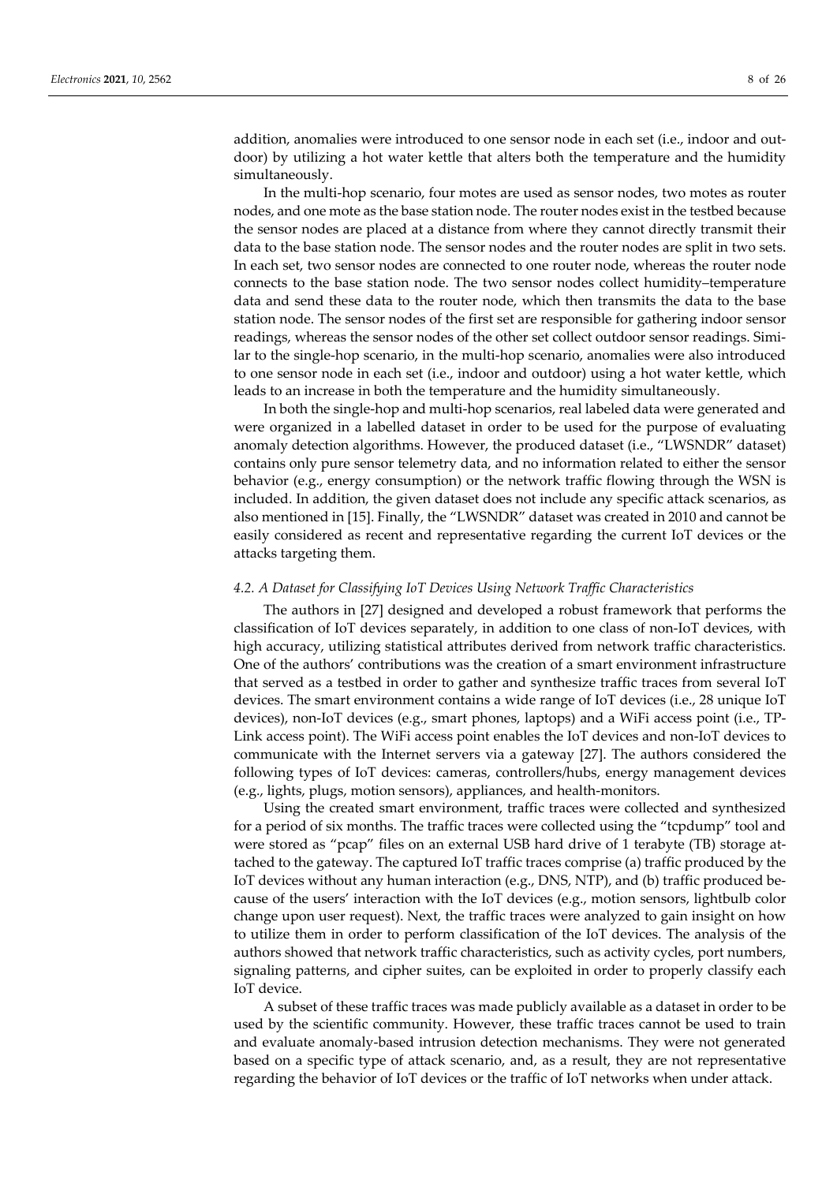addition, anomalies were introduced to one sensor node in each set (i.e., indoor and outdoor) by utilizing a hot water kettle that alters both the temperature and the humidity simultaneously.

In the multi-hop scenario, four motes are used as sensor nodes, two motes as router nodes, and one mote as the base station node. The router nodes exist in the testbed because the sensor nodes are placed at a distance from where they cannot directly transmit their data to the base station node. The sensor nodes and the router nodes are split in two sets. In each set, two sensor nodes are connected to one router node, whereas the router node connects to the base station node. The two sensor nodes collect humidity–temperature data and send these data to the router node, which then transmits the data to the base station node. The sensor nodes of the first set are responsible for gathering indoor sensor readings, whereas the sensor nodes of the other set collect outdoor sensor readings. Similar to the single-hop scenario, in the multi-hop scenario, anomalies were also introduced to one sensor node in each set (i.e., indoor and outdoor) using a hot water kettle, which leads to an increase in both the temperature and the humidity simultaneously.

In both the single-hop and multi-hop scenarios, real labeled data were generated and were organized in a labelled dataset in order to be used for the purpose of evaluating anomaly detection algorithms. However, the produced dataset (i.e., "LWSNDR" dataset) contains only pure sensor telemetry data, and no information related to either the sensor behavior (e.g., energy consumption) or the network traffic flowing through the WSN is included. In addition, the given dataset does not include any specific attack scenarios, as also mentioned in [15]. Finally, the "LWSNDR" dataset was created in 2010 and cannot be easily considered as recent and representative regarding the current IoT devices or the attacks targeting them.

### *4.2. A Dataset for Classifying IoT Devices Using Network Traffic Characteristics*

The authors in [27] designed and developed a robust framework that performs the classification of IoT devices separately, in addition to one class of non-IoT devices, with high accuracy, utilizing statistical attributes derived from network traffic characteristics. One of the authors' contributions was the creation of a smart environment infrastructure that served as a testbed in order to gather and synthesize traffic traces from several IoT devices. The smart environment contains a wide range of IoT devices (i.e., 28 unique IoT devices), non-IoT devices (e.g., smart phones, laptops) and a WiFi access point (i.e., TP-Link access point). The WiFi access point enables the IoT devices and non-IoT devices to communicate with the Internet servers via a gateway [27]. The authors considered the following types of IoT devices: cameras, controllers/hubs, energy management devices (e.g., lights, plugs, motion sensors), appliances, and health-monitors.

Using the created smart environment, traffic traces were collected and synthesized for a period of six months. The traffic traces were collected using the "tcpdump" tool and were stored as "pcap" files on an external USB hard drive of 1 terabyte (TB) storage attached to the gateway. The captured IoT traffic traces comprise (a) traffic produced by the IoT devices without any human interaction (e.g., DNS, NTP), and (b) traffic produced because of the users' interaction with the IoT devices (e.g., motion sensors, lightbulb color change upon user request). Next, the traffic traces were analyzed to gain insight on how to utilize them in order to perform classification of the IoT devices. The analysis of the authors showed that network traffic characteristics, such as activity cycles, port numbers, signaling patterns, and cipher suites, can be exploited in order to properly classify each IoT device.

A subset of these traffic traces was made publicly available as a dataset in order to be used by the scientific community. However, these traffic traces cannot be used to train and evaluate anomaly-based intrusion detection mechanisms. They were not generated based on a specific type of attack scenario, and, as a result, they are not representative regarding the behavior of IoT devices or the traffic of IoT networks when under attack.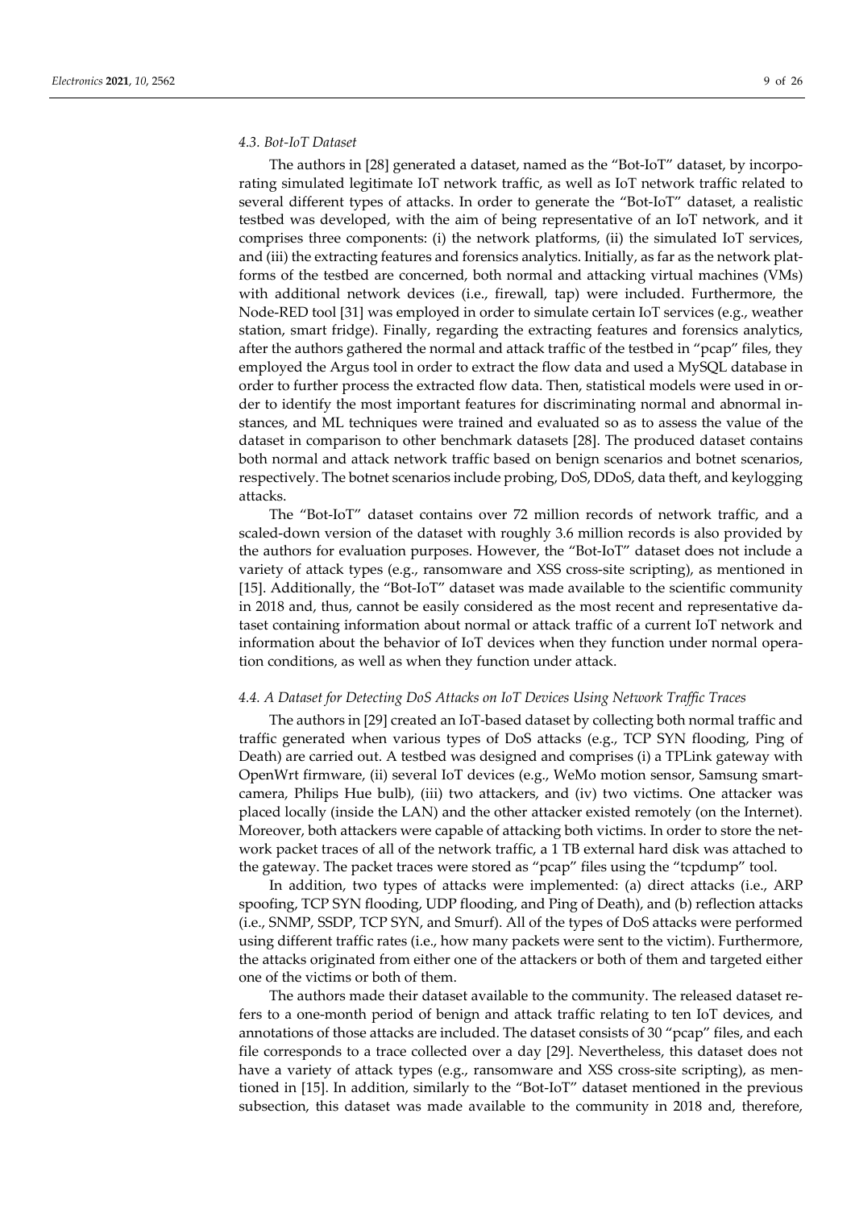#### *4.3. Bot-IoT Dataset*

The authors in [28] generated a dataset, named as the "Bot-IoT" dataset, by incorporating simulated legitimate IoT network traffic, as well as IoT network traffic related to several different types of attacks. In order to generate the "Bot-IoT" dataset, a realistic testbed was developed, with the aim of being representative of an IoT network, and it comprises three components: (i) the network platforms, (ii) the simulated IoT services, and (iii) the extracting features and forensics analytics. Initially, as far as the network platforms of the testbed are concerned, both normal and attacking virtual machines (VMs) with additional network devices (i.e., firewall, tap) were included. Furthermore, the Node-RED tool [31] was employed in order to simulate certain IoT services (e.g., weather station, smart fridge). Finally, regarding the extracting features and forensics analytics, after the authors gathered the normal and attack traffic of the testbed in "pcap" files, they employed the Argus tool in order to extract the flow data and used a MySQL database in order to further process the extracted flow data. Then, statistical models were used in order to identify the most important features for discriminating normal and abnormal instances, and ML techniques were trained and evaluated so as to assess the value of the dataset in comparison to other benchmark datasets [28]. The produced dataset contains both normal and attack network traffic based on benign scenarios and botnet scenarios, respectively. The botnet scenarios include probing, DoS, DDoS, data theft, and keylogging attacks.

The "Bot-IoT" dataset contains over 72 million records of network traffic, and a scaled-down version of the dataset with roughly 3.6 million records is also provided by the authors for evaluation purposes. However, the "Bot-IoT" dataset does not include a variety of attack types (e.g., ransomware and XSS cross-site scripting), as mentioned in [15]. Additionally, the "Bot-IoT" dataset was made available to the scientific community in 2018 and, thus, cannot be easily considered as the most recent and representative dataset containing information about normal or attack traffic of a current IoT network and information about the behavior of IoT devices when they function under normal operation conditions, as well as when they function under attack.

#### *4.4. A Dataset for Detecting DoS Attacks on IoT Devices Using Network Traffic Traces*

The authors in [29] created an IoT-based dataset by collecting both normal traffic and traffic generated when various types of DoS attacks (e.g., TCP SYN flooding, Ping of Death) are carried out. A testbed was designed and comprises (i) a TPLink gateway with OpenWrt firmware, (ii) several IoT devices (e.g., WeMo motion sensor, Samsung smartcamera, Philips Hue bulb), (iii) two attackers, and (iv) two victims. One attacker was placed locally (inside the LAN) and the other attacker existed remotely (on the Internet). Moreover, both attackers were capable of attacking both victims. In order to store the network packet traces of all of the network traffic, a 1 TB external hard disk was attached to the gateway. The packet traces were stored as "pcap" files using the "tcpdump" tool.

In addition, two types of attacks were implemented: (a) direct attacks (i.e., ARP spoofing, TCP SYN flooding, UDP flooding, and Ping of Death), and (b) reflection attacks (i.e., SNMP, SSDP, TCP SYN, and Smurf). All of the types of DoS attacks were performed using different traffic rates (i.e., how many packets were sent to the victim). Furthermore, the attacks originated from either one of the attackers or both of them and targeted either one of the victims or both of them.

The authors made their dataset available to the community. The released dataset refers to a one-month period of benign and attack traffic relating to ten IoT devices, and annotations of those attacks are included. The dataset consists of 30 "pcap" files, and each file corresponds to a trace collected over a day [29]. Nevertheless, this dataset does not have a variety of attack types (e.g., ransomware and XSS cross-site scripting), as mentioned in [15]. In addition, similarly to the "Bot-IoT" dataset mentioned in the previous subsection, this dataset was made available to the community in 2018 and, therefore,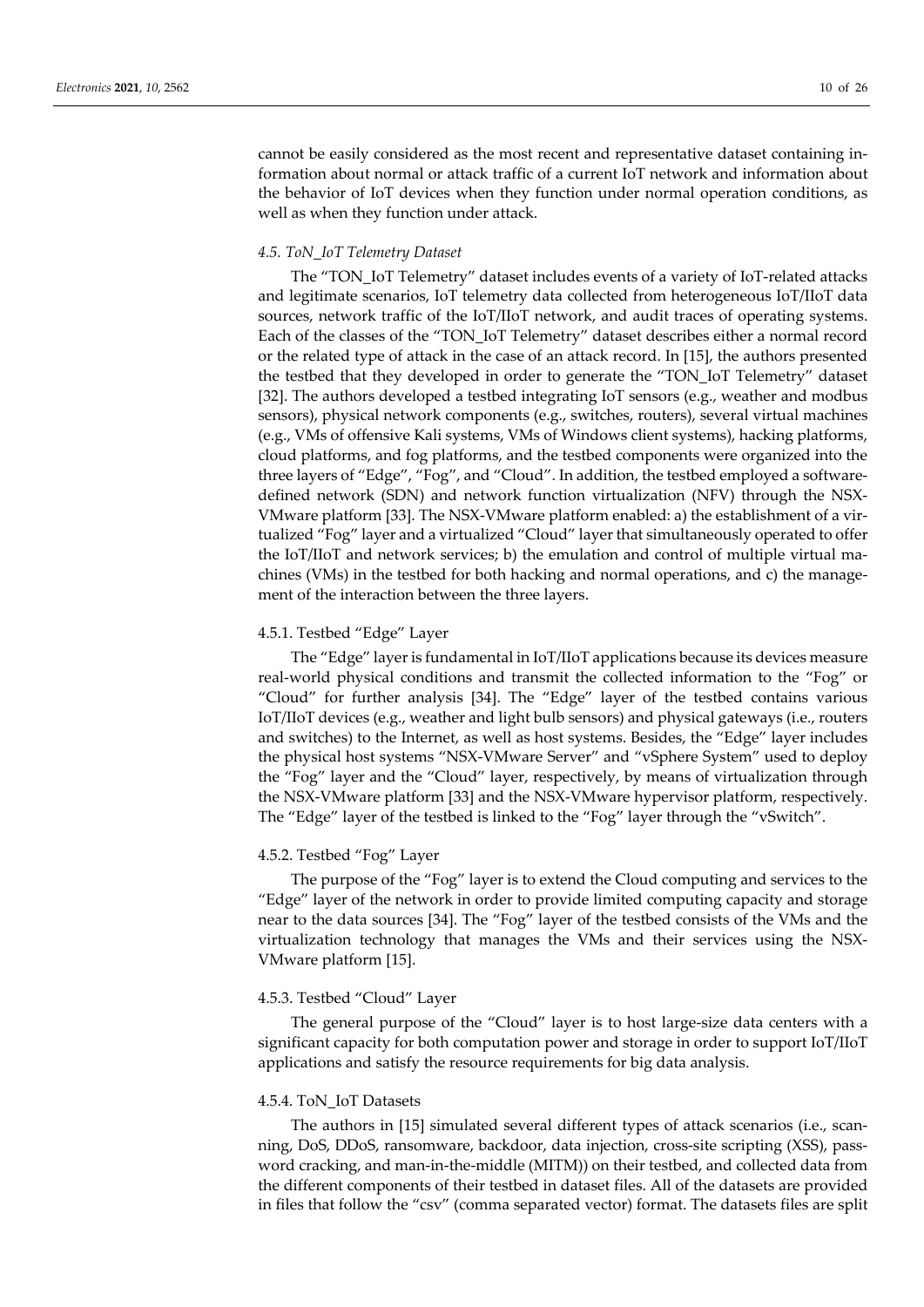cannot be easily considered as the most recent and representative dataset containing information about normal or attack traffic of a current IoT network and information about the behavior of IoT devices when they function under normal operation conditions, as well as when they function under attack.

### *4.5. ToN_IoT Telemetry Dataset*

The "TON_IoT Telemetry" dataset includes events of a variety of IoT-related attacks and legitimate scenarios, IoT telemetry data collected from heterogeneous IoT/IIoT data sources, network traffic of the IoT/IIoT network, and audit traces of operating systems. Each of the classes of the "TON_IoT Telemetry" dataset describes either a normal record or the related type of attack in the case of an attack record. In [15], the authors presented the testbed that they developed in order to generate the "TON_IoT Telemetry" dataset [32]. The authors developed a testbed integrating IoT sensors (e.g., weather and modbus sensors), physical network components (e.g., switches, routers), several virtual machines (e.g., VMs of offensive Kali systems, VMs of Windows client systems), hacking platforms, cloud platforms, and fog platforms, and the testbed components were organized into the three layers of "Edge", "Fog", and "Cloud". In addition, the testbed employed a software-defined network (SDN) and network function virtualization (NFV) through the NSX-VMware platform [33]. The NSX-VMware platform enabled: a) the establishment of a virtualized "Fog" layer and a virtualized "Cloud" layer that simultaneously operated to offer the IoT/IIoT and network services; b) the emulation and control of multiple virtual machines (VMs) in the testbed for both hacking and normal operations, and c) the management of the interaction between the three layers.

#### 4.5.1. Testbed "Edge" Layer

The "Edge" layer is fundamental in IoT/IIoT applications because its devices measure real-world physical conditions and transmit the collected information to the "Fog" or "Cloud" for further analysis [34]. The "Edge" layer of the testbed contains various IoT/IIoT devices (e.g., weather and light bulb sensors) and physical gateways (i.e., routers and switches) to the Internet, as well as host systems. Besides, the "Edge" layer includes the physical host systems "NSX-VMware Server" and "vSphere System" used to deploy the "Fog" layer and the "Cloud" layer, respectively, by means of virtualization through the NSX-VMware platform [33] and the NSX-VMware hypervisor platform, respectively. The "Edge" layer of the testbed is linked to the "Fog" layer through the "vSwitch".

#### 4.5.2. Testbed "Fog" Layer

The purpose of the "Fog" layer is to extend the Cloud computing and services to the "Edge" layer of the network in order to provide limited computing capacity and storage near to the data sources [34]. The "Fog" layer of the testbed consists of the VMs and the virtualization technology that manages the VMs and their services using the NSX-VMware platform [15].

#### 4.5.3. Testbed "Cloud" Layer

The general purpose of the "Cloud" layer is to host large-size data centers with a significant capacity for both computation power and storage in order to support IoT/IIoT applications and satisfy the resource requirements for big data analysis.

#### 4.5.4. ToN_IoT Datasets

The authors in [15] simulated several different types of attack scenarios (i.e., scanning, DoS, DDoS, ransomware, backdoor, data injection, cross-site scripting (XSS), password cracking, and man-in-the-middle (MITM)) on their testbed, and collected data from the different components of their testbed in dataset files. All of the datasets are provided in files that follow the "csv" (comma separated vector) format. The datasets files are split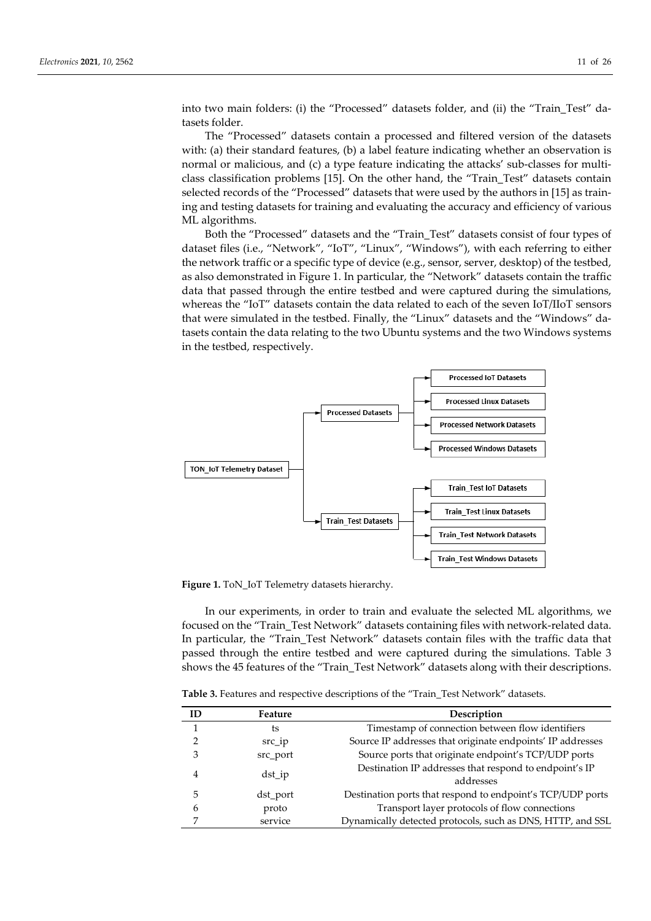into two main folders: (i) the "Processed" datasets folder, and (ii) the "Train_Test" datasets folder.

The "Processed" datasets contain a processed and filtered version of the datasets with: (a) their standard features, (b) a label feature indicating whether an observation is normal or malicious, and (c) a type feature indicating the attacks' sub-classes for multi-class classification problems [15]. On the other hand, the "Train_Test" datasets contain selected records of the "Processed" datasets that were used by the authors in [15] as training and testing datasets for training and evaluating the accuracy and efficiency of various ML algorithms.

Both the "Processed" datasets and the "Train_Test" datasets consist of four types of dataset files (i.e., "Network", "IoT", "Linux", "Windows"), with each referring to either the network traffic or a specific type of device (e.g., sensor, server, desktop) of the testbed, as also demonstrated in Figure 1. In particular, the "Network" datasets contain the traffic data that passed through the entire testbed and were captured during the simulations, whereas the "IoT" datasets contain the data related to each of the seven IoT/IIoT sensors that were simulated in the testbed. Finally, the "Linux" datasets and the "Windows" datasets contain the data relating to the two Ubuntu systems and the two Windows systems in the testbed, respectively.

- TON_IoT Telemetry Dataset
  - Processed Datasets
    - Processed IoT Datasets
    - Processed Linux Datasets
    - Processed Network Datasets
    - Processed Windows Datasets
  - Train_Test Datasets
    - Train_Test IoT Datasets
    - Train_Test Linux Datasets
    - Train_Test Network Datasets
    - Train_Test Windows Datasets

**Figure 1.** ToN_IoT Telemetry datasets hierarchy.

In our experiments, in order to train and evaluate the selected ML algorithms, we focused on the "Train_Test Network" datasets containing files with network-related data. In particular, the "Train_Test Network" datasets contain files with the traffic data that passed through the entire testbed and were captured during the simulations. Table 3 shows the 45 features of the "Train_Test Network" datasets along with their descriptions.

**Table 3.** Features and respective descriptions of the "Train_Test Network" datasets.

| ID | Feature | Description |
|---|---|---|
| 1 | ts | Timestamp of connection between flow identifiers |
| 2 | src_ip | Source IP addresses that originate endpoints' IP addresses |
| 3 | src_port | Source ports that originate endpoint's TCP/UDP ports |
| 4 | dst_ip | Destination IP addresses that respond to endpoint's IP addresses |
| 5 | dst_port | Destination ports that respond to endpoint's TCP/UDP ports |
| 6 | proto | Transport layer protocols of flow connections |
| 7 | service | Dynamically detected protocols, such as DNS, HTTP, and SSL |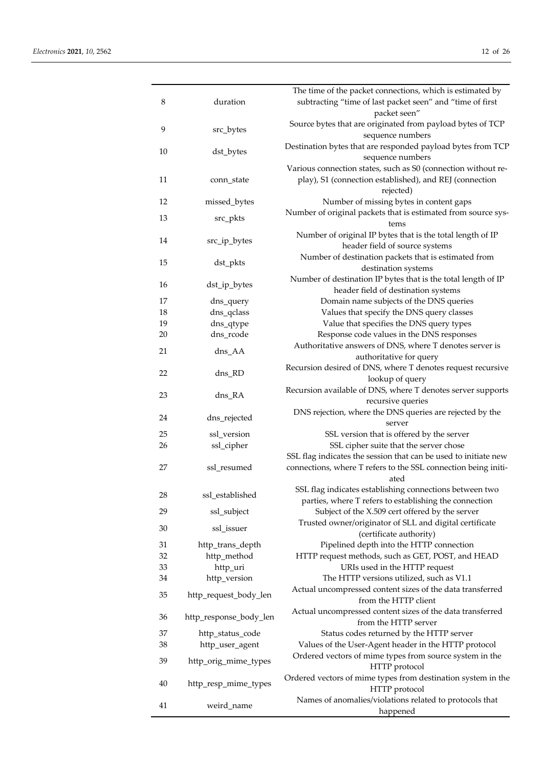| | | |
|---|---|---|
| 8 | duration | The time of the packet connections, which is estimated by subtracting "time of last packet seen" and "time of first packet seen" |
| 9 | src_bytes | Source bytes that are originated from payload bytes of TCP sequence numbers |
| 10 | dst_bytes | Destination bytes that are responded payload bytes from TCP sequence numbers |
| 11 | conn_state | Various connection states, such as S0 (connection without replay), S1 (connection established), and REJ (connection rejected) |
| 12 | missed_bytes | Number of missing bytes in content gaps |
| 13 | src_pkts | Number of original packets that is estimated from source systems |
| 14 | src_ip_bytes | Number of original IP bytes that is the total length of IP header field of source systems |
| 15 | dst_pkts | Number of destination packets that is estimated from destination systems |
| 16 | dst_ip_bytes | Number of destination IP bytes that is the total length of IP header field of destination systems |
| 17 | dns_query | Domain name subjects of the DNS queries |
| 18 | dns_qclass | Values that specify the DNS query classes |
| 19 | dns_qtype | Value that specifies the DNS query types |
| 20 | dns_rcode | Response code values in the DNS responses |
| 21 | dns_AA | Authoritative answers of DNS, where T denotes server is authoritative for query |
| 22 | dns_RD | Recursion desired of DNS, where T denotes request recursive lookup of query |
| 23 | dns_RA | Recursion available of DNS, where T denotes server supports recursive queries |
| 24 | dns_rejected | DNS rejection, where the DNS queries are rejected by the server |
| 25 | ssl_version | SSL version that is offered by the server |
| 26 | ssl_cipher | SSL cipher suite that the server chose |
| 27 | ssl_resumed | SSL flag indicates the session that can be used to initiate new connections, where T refers to the SSL connection being initiated |
| 28 | ssl_established | SSL flag indicates establishing connections between two parties, where T refers to establishing the connection |
| 29 | ssl_subject | Subject of the X.509 cert offered by the server |
| 30 | ssl_issuer | Trusted owner/originator of SLL and digital certificate (certificate authority) |
| 31 | http_trans_depth | Pipelined depth into the HTTP connection |
| 32 | http_method | HTTP request methods, such as GET, POST, and HEAD |
| 33 | http_uri | URIs used in the HTTP request |
| 34 | http_version | The HTTP versions utilized, such as V1.1 |
| 35 | http_request_body_len | Actual uncompressed content sizes of the data transferred from the HTTP client |
| 36 | http_response_body_len | Actual uncompressed content sizes of the data transferred from the HTTP server |
| 37 | http_status_code | Status codes returned by the HTTP server |
| 38 | http_user_agent | Values of the User-Agent header in the HTTP protocol |
| 39 | http_orig_mime_types | Ordered vectors of mime types from source system in the HTTP protocol |
| 40 | http_resp_mime_types | Ordered vectors of mime types from destination system in the HTTP protocol |
| 41 | weird_name | Names of anomalies/violations related to protocols that happened |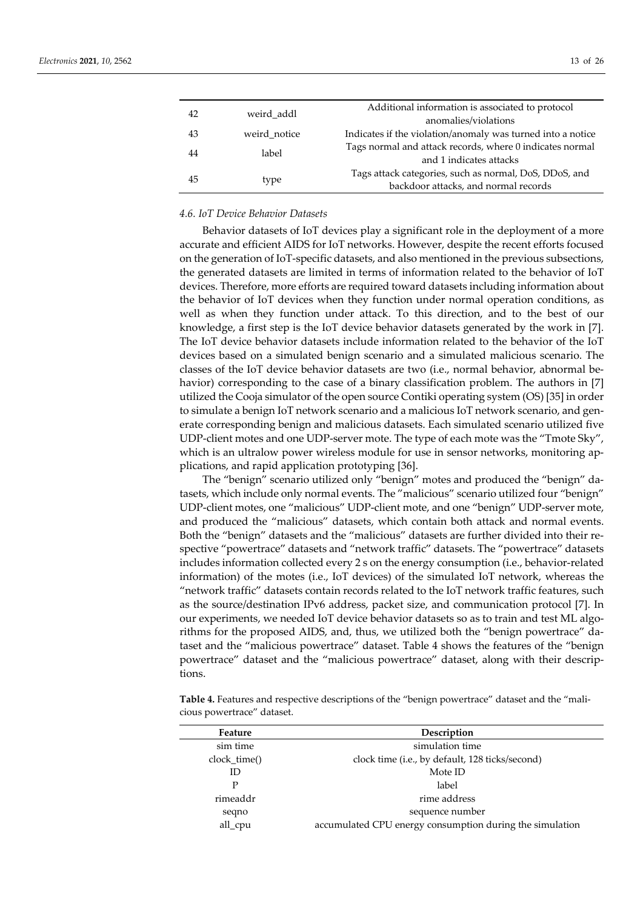| 42 | weird_addl | Additional information is associated to protocol anomalies/violations |
|---|---|---|
| 43 | weird_notice | Indicates if the violation/anomaly was turned into a notice |
| 44 | label | Tags normal and attack records, where 0 indicates normal and 1 indicates attacks |
| 45 | type | Tags attack categories, such as normal, DoS, DDoS, and backdoor attacks, and normal records |

### *4.6. IoT Device Behavior Datasets*

Behavior datasets of IoT devices play a significant role in the deployment of a more accurate and efficient AIDS for IoT networks. However, despite the recent efforts focused on the generation of IoT-specific datasets, and also mentioned in the previous subsections, the generated datasets are limited in terms of information related to the behavior of IoT devices. Therefore, more efforts are required toward datasets including information about the behavior of IoT devices when they function under normal operation conditions, as well as when they function under attack. To this direction, and to the best of our knowledge, a first step is the IoT device behavior datasets generated by the work in [7]. The IoT device behavior datasets include information related to the behavior of the IoT devices based on a simulated benign scenario and a simulated malicious scenario. The classes of the IoT device behavior datasets are two (i.e., normal behavior, abnormal behavior) corresponding to the case of a binary classification problem. The authors in [7] utilized the Cooja simulator of the open source Contiki operating system (OS) [35] in order to simulate a benign IoT network scenario and a malicious IoT network scenario, and generate corresponding benign and malicious datasets. Each simulated scenario utilized five UDP-client motes and one UDP-server mote. The type of each mote was the "Tmote Sky", which is an ultralow power wireless module for use in sensor networks, monitoring applications, and rapid application prototyping [36].

The "benign" scenario utilized only "benign" motes and produced the "benign" datasets, which include only normal events. The "malicious" scenario utilized four "benign" UDP-client motes, one "malicious" UDP-client mote, and one "benign" UDP-server mote, and produced the "malicious" datasets, which contain both attack and normal events. Both the "benign" datasets and the "malicious" datasets are further divided into their respective "powertrace" datasets and "network traffic" datasets. The "powertrace" datasets includes information collected every 2 s on the energy consumption (i.e., behavior-related information) of the motes (i.e., IoT devices) of the simulated IoT network, whereas the "network traffic" datasets contain records related to the IoT network traffic features, such as the source/destination IPv6 address, packet size, and communication protocol [7]. In our experiments, we needed IoT device behavior datasets so as to train and test ML algorithms for the proposed AIDS, and, thus, we utilized both the "benign powertrace" dataset and the "malicious powertrace" dataset. Table 4 shows the features of the "benign powertrace" dataset and the "malicious powertrace" dataset, along with their descriptions.

**Table 4.** Features and respective descriptions of the "benign powertrace" dataset and the "malicious powertrace" dataset.

| Feature | Description |
|---|---|
| sim time | simulation time |
| clock_time() | clock time (i.e., by default, 128 ticks/second) |
| ID | Mote ID |
| P | label |
| rimeaddr | rime address |
| seqno | sequence number |
| all_cpu | accumulated CPU energy consumption during the simulation |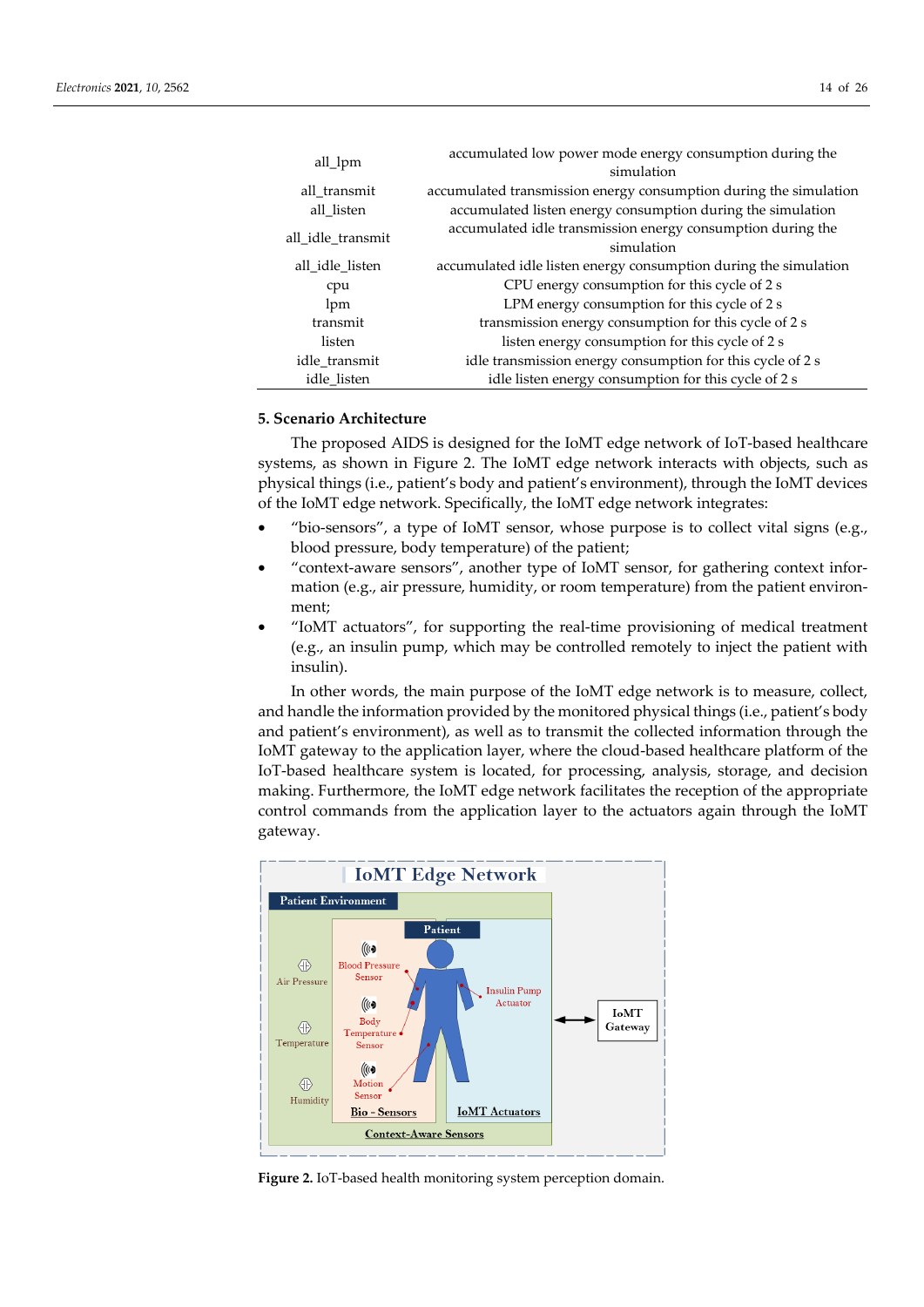| | |
|---|---|
| all_lpm | accumulated low power mode energy consumption during the simulation |
| all_transmit | accumulated transmission energy consumption during the simulation |
| all_listen | accumulated listen energy consumption during the simulation |
| all_idle_transmit | accumulated idle transmission energy consumption during the simulation |
| all_idle_listen | accumulated idle listen energy consumption during the simulation |
| cpu | CPU energy consumption for this cycle of 2 s |
| lpm | LPM energy consumption for this cycle of 2 s |
| transmit | transmission energy consumption for this cycle of 2 s |
| listen | listen energy consumption for this cycle of 2 s |
| idle_transmit | idle transmission energy consumption for this cycle of 2 s |
| idle_listen | idle listen energy consumption for this cycle of 2 s |

## 5. Scenario Architecture

The proposed AIDS is designed for the IoMT edge network of IoT-based healthcare systems, as shown in Figure 2. The IoMT edge network interacts with objects, such as physical things (i.e., patient's body and patient's environment), through the IoMT devices of the IoMT edge network. Specifically, the IoMT edge network integrates:

- "bio-sensors", a type of IoMT sensor, whose purpose is to collect vital signs (e.g., blood pressure, body temperature) of the patient;
- "context-aware sensors", another type of IoMT sensor, for gathering context information (e.g., air pressure, humidity, or room temperature) from the patient environment;
- "IoMT actuators", for supporting the real-time provisioning of medical treatment (e.g., an insulin pump, which may be controlled remotely to inject the patient with insulin).

In other words, the main purpose of the IoMT edge network is to measure, collect, and handle the information provided by the monitored physical things (i.e., patient's body and patient's environment), as well as to transmit the collected information through the IoMT gateway to the application layer, where the cloud-based healthcare platform of the IoT-based healthcare system is located, for processing, analysis, storage, and decision making. Furthermore, the IoMT edge network facilitates the reception of the appropriate control commands from the application layer to the actuators again through the IoMT gateway.

**Figure 2.** IoT-based health monitoring system perception domain.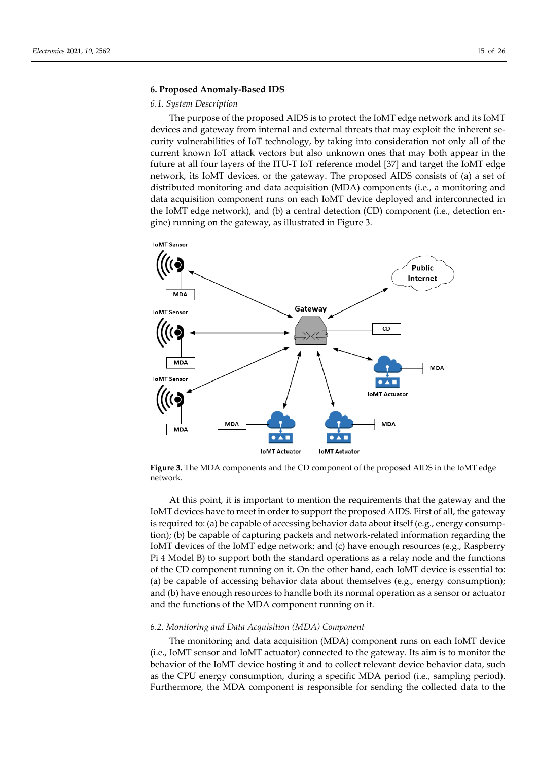## 6. Proposed Anomaly-Based IDS

### 6.1. System Description

The purpose of the proposed AIDS is to protect the IoMT edge network and its IoMT devices and gateway from internal and external threats that may exploit the inherent security vulnerabilities of IoT technology, by taking into consideration not only all of the current known IoT attack vectors but also unknown ones that may both appear in the future at all four layers of the ITU-T IoT reference model [37] and target the IoMT edge network, its IoMT devices, or the gateway. The proposed AIDS consists of (a) a set of distributed monitoring and data acquisition (MDA) components (i.e., a monitoring and data acquisition component runs on each IoMT device deployed and interconnected in the IoMT edge network), and (b) a central detection (CD) component (i.e., detection engine) running on the gateway, as illustrated in Figure 3.

**Figure 3.** The MDA components and the CD component of the proposed AIDS in the IoMT edge network.

At this point, it is important to mention the requirements that the gateway and the IoMT devices have to meet in order to support the proposed AIDS. First of all, the gateway is required to: (a) be capable of accessing behavior data about itself (e.g., energy consumption); (b) be capable of capturing packets and network-related information regarding the IoMT devices of the IoMT edge network; and (c) have enough resources (e.g., Raspberry Pi 4 Model B) to support both the standard operations as a relay node and the functions of the CD component running on it. On the other hand, each IoMT device is essential to: (a) be capable of accessing behavior data about themselves (e.g., energy consumption); and (b) have enough resources to handle both its normal operation as a sensor or actuator and the functions of the MDA component running on it.

### 6.2. Monitoring and Data Acquisition (MDA) Component

The monitoring and data acquisition (MDA) component runs on each IoMT device (i.e., IoMT sensor and IoMT actuator) connected to the gateway. Its aim is to monitor the behavior of the IoMT device hosting it and to collect relevant device behavior data, such as the CPU energy consumption, during a specific MDA period (i.e., sampling period). Furthermore, the MDA component is responsible for sending the collected data to the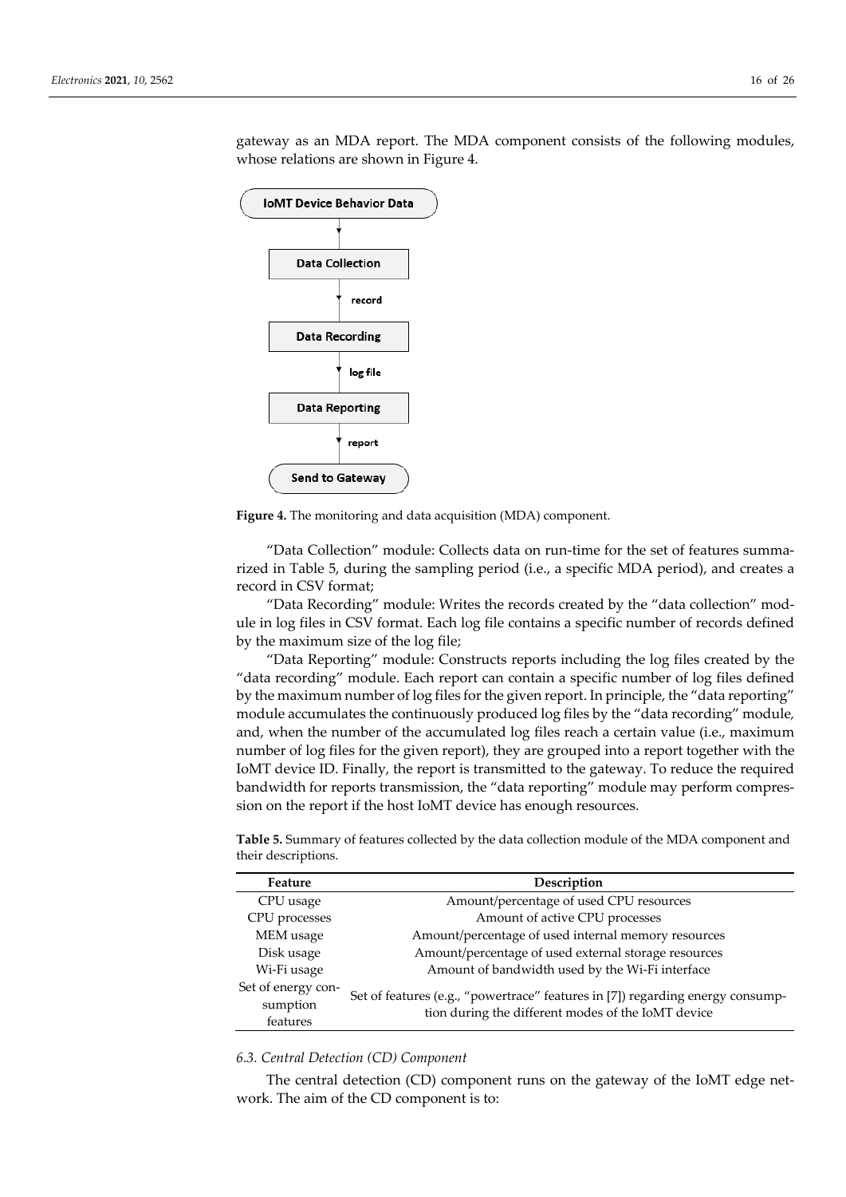gateway as an MDA report. The MDA component consists of the following modules, whose relations are shown in Figure 4.

**Figure 4.** The monitoring and data acquisition (MDA) component.

"Data Collection" module: Collects data on run-time for the set of features summarized in Table 5, during the sampling period (i.e., a specific MDA period), and creates a record in CSV format;

"Data Recording" module: Writes the records created by the "data collection" module in log files in CSV format. Each log file contains a specific number of records defined by the maximum size of the log file;

"Data Reporting" module: Constructs reports including the log files created by the "data recording" module. Each report can contain a specific number of log files defined by the maximum number of log files for the given report. In principle, the "data reporting" module accumulates the continuously produced log files by the "data recording" module, and, when the number of the accumulated log files reach a certain value (i.e., maximum number of log files for the given report), they are grouped into a report together with the IoMT device ID. Finally, the report is transmitted to the gateway. To reduce the required bandwidth for reports transmission, the "data reporting" module may perform compression on the report if the host IoMT device has enough resources.

**Table 5.** Summary of features collected by the data collection module of the MDA component and their descriptions.

| Feature | Description |
|---|---|
| CPU usage | Amount/percentage of used CPU resources |
| CPU processes | Amount of active CPU processes |
| MEM usage | Amount/percentage of used internal memory resources |
| Disk usage | Amount/percentage of used external storage resources |
| Wi-Fi usage | Amount of bandwidth used by the Wi-Fi interface |
| Set of energy consumption features | Set of features (e.g., "powertrace" features in [7]) regarding energy consumption during the different modes of the IoMT device |

### 6.3. Central Detection (CD) Component

The central detection (CD) component runs on the gateway of the IoMT edge network. The aim of the CD component is to: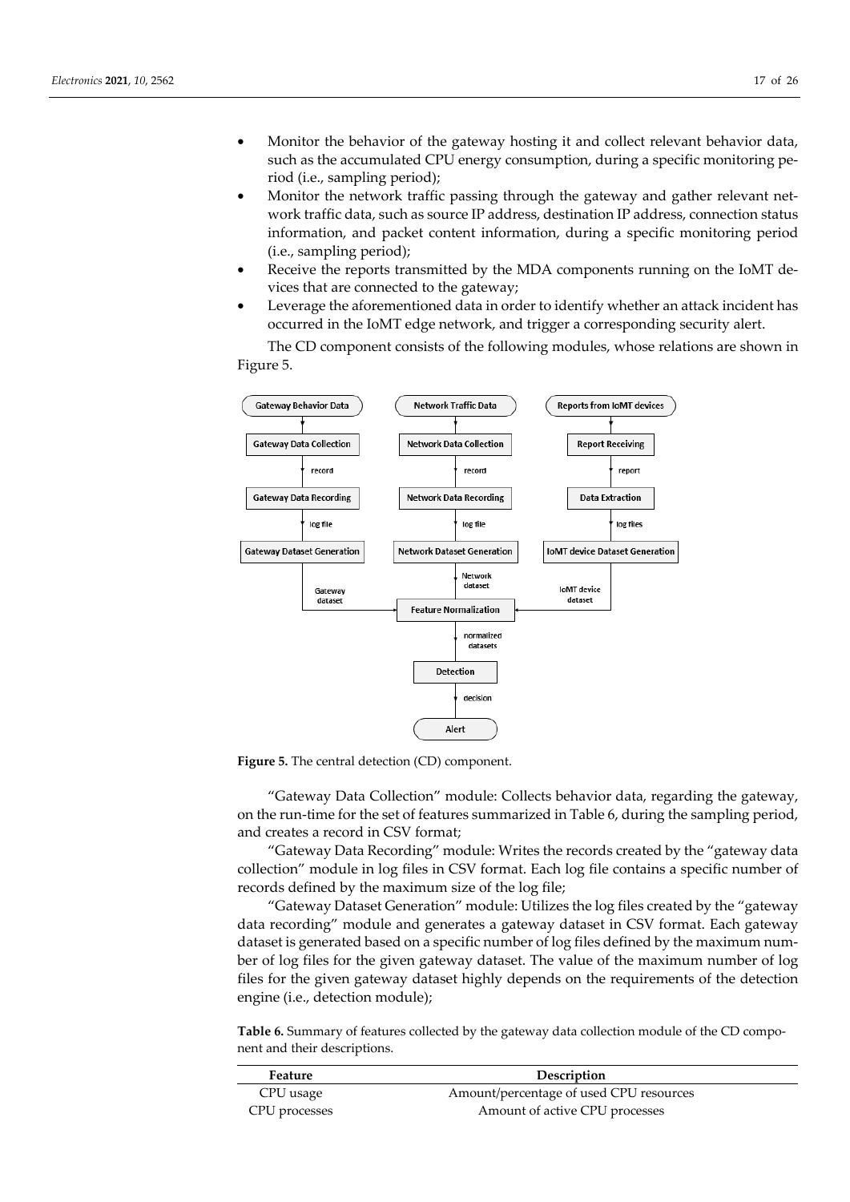- Monitor the behavior of the gateway hosting it and collect relevant behavior data, such as the accumulated CPU energy consumption, during a specific monitoring period (i.e., sampling period);
- Monitor the network traffic passing through the gateway and gather relevant network traffic data, such as source IP address, destination IP address, connection status information, and packet content information, during a specific monitoring period (i.e., sampling period);
- Receive the reports transmitted by the MDA components running on the IoMT devices that are connected to the gateway;
- Leverage the aforementioned data in order to identify whether an attack incident has occurred in the IoMT edge network, and trigger a corresponding security alert.

The CD component consists of the following modules, whose relations are shown in Figure 5.

**Figure 5.** The central detection (CD) component.

"Gateway Data Collection" module: Collects behavior data, regarding the gateway, on the run-time for the set of features summarized in Table 6, during the sampling period, and creates a record in CSV format;

"Gateway Data Recording" module: Writes the records created by the "gateway data collection" module in log files in CSV format. Each log file contains a specific number of records defined by the maximum size of the log file;

"Gateway Dataset Generation" module: Utilizes the log files created by the "gateway data recording" module and generates a gateway dataset in CSV format. Each gateway dataset is generated based on a specific number of log files defined by the maximum number of log files for the given gateway dataset. The value of the maximum number of log files for the given gateway dataset highly depends on the requirements of the detection engine (i.e., detection module);

**Table 6.** Summary of features collected by the gateway data collection module of the CD component and their descriptions.

| Feature | Description |
|---|---|
| CPU usage | Amount/percentage of used CPU resources |
| CPU processes | Amount of active CPU processes |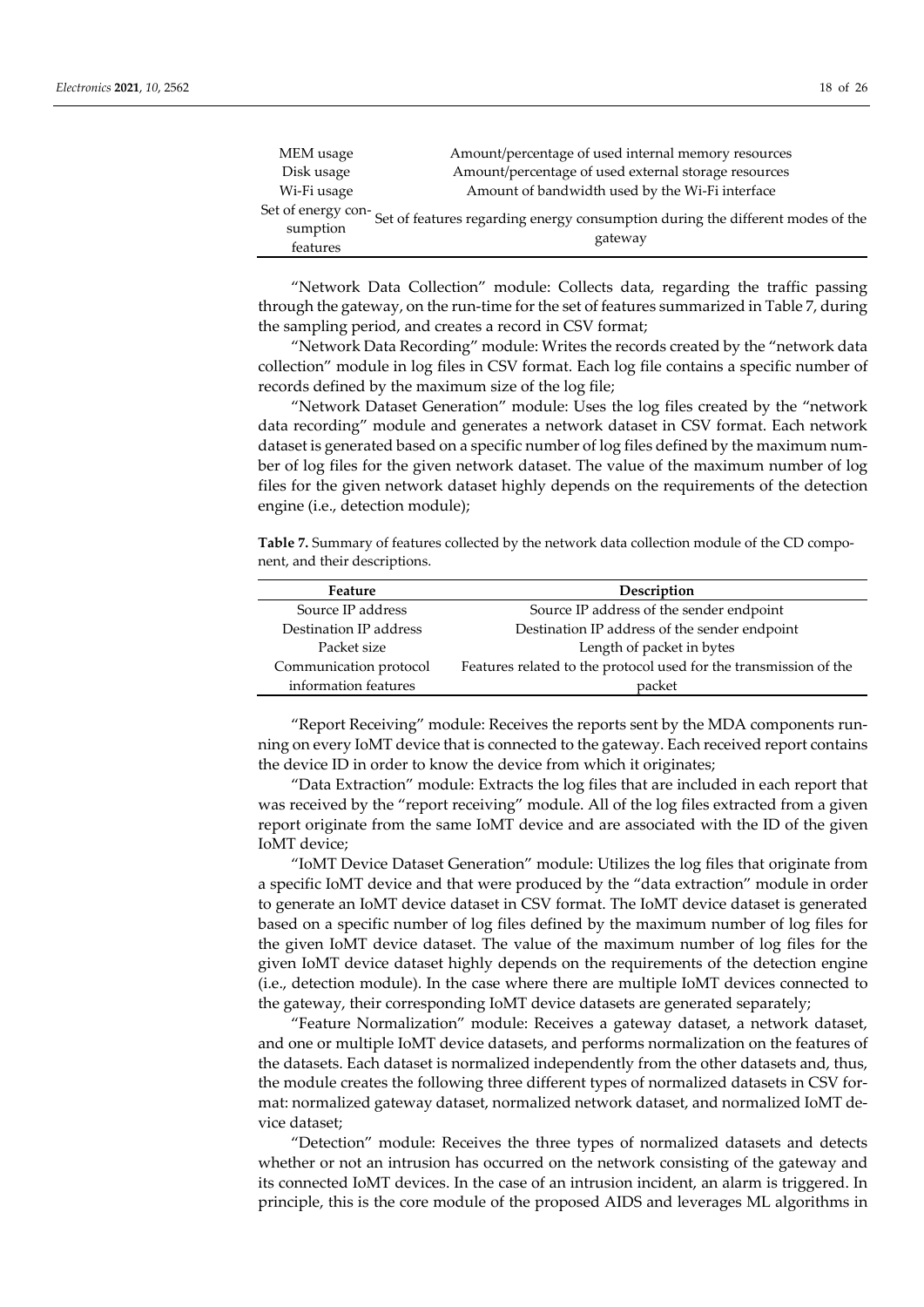| MEM usage | Amount/percentage of used internal memory resources |
|---|---|
| Disk usage | Amount/percentage of used external storage resources |
| Wi-Fi usage | Amount of bandwidth used by the Wi-Fi interface |
| Set of energy consumption features | Set of features regarding energy consumption during the different modes of the gateway |

"Network Data Collection" module: Collects data, regarding the traffic passing through the gateway, on the run-time for the set of features summarized in Table 7, during the sampling period, and creates a record in CSV format;

"Network Data Recording" module: Writes the records created by the "network data collection" module in log files in CSV format. Each log file contains a specific number of records defined by the maximum size of the log file;

"Network Dataset Generation" module: Uses the log files created by the "network data recording" module and generates a network dataset in CSV format. Each network dataset is generated based on a specific number of log files defined by the maximum number of log files for the given network dataset. The value of the maximum number of log files for the given network dataset highly depends on the requirements of the detection engine (i.e., detection module);

**Table 7.** Summary of features collected by the network data collection module of the CD component, and their descriptions.

| Feature | Description |
|---|---|
| Source IP address | Source IP address of the sender endpoint |
| Destination IP address | Destination IP address of the sender endpoint |
| Packet size | Length of packet in bytes |
| Communication protocol information features | Features related to the protocol used for the transmission of the packet |

"Report Receiving" module: Receives the reports sent by the MDA components running on every IoMT device that is connected to the gateway. Each received report contains the device ID in order to know the device from which it originates;

"Data Extraction" module: Extracts the log files that are included in each report that was received by the "report receiving" module. All of the log files extracted from a given report originate from the same IoMT device and are associated with the ID of the given IoMT device;

"IoMT Device Dataset Generation" module: Utilizes the log files that originate from a specific IoMT device and that were produced by the "data extraction" module in order to generate an IoMT device dataset in CSV format. The IoMT device dataset is generated based on a specific number of log files defined by the maximum number of log files for the given IoMT device dataset. The value of the maximum number of log files for the given IoMT device dataset highly depends on the requirements of the detection engine (i.e., detection module). In the case where there are multiple IoMT devices connected to the gateway, their corresponding IoMT device datasets are generated separately;

"Feature Normalization" module: Receives a gateway dataset, a network dataset, and one or multiple IoMT device datasets, and performs normalization on the features of the datasets. Each dataset is normalized independently from the other datasets and, thus, the module creates the following three different types of normalized datasets in CSV format: normalized gateway dataset, normalized network dataset, and normalized IoMT device dataset;

"Detection" module: Receives the three types of normalized datasets and detects whether or not an intrusion has occurred on the network consisting of the gateway and its connected IoMT devices. In the case of an intrusion incident, an alarm is triggered. In principle, this is the core module of the proposed AIDS and leverages ML algorithms in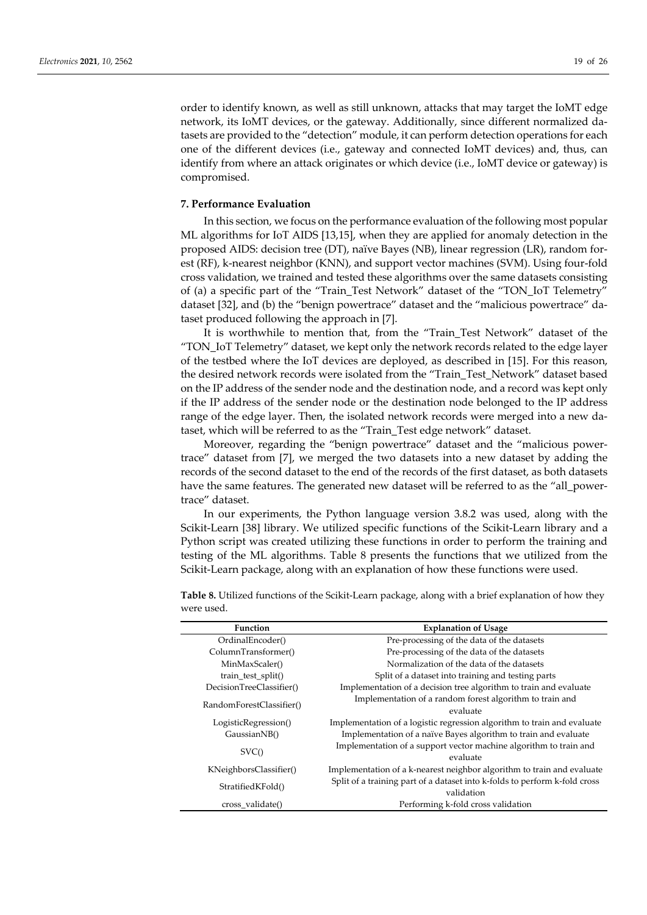order to identify known, as well as still unknown, attacks that may target the IoMT edge network, its IoMT devices, or the gateway. Additionally, since different normalized datasets are provided to the "detection" module, it can perform detection operations for each one of the different devices (i.e., gateway and connected IoMT devices) and, thus, can identify from where an attack originates or which device (i.e., IoMT device or gateway) is compromised.

## 7. Performance Evaluation

In this section, we focus on the performance evaluation of the following most popular ML algorithms for IoT AIDS [13,15], when they are applied for anomaly detection in the proposed AIDS: decision tree (DT), naïve Bayes (NB), linear regression (LR), random forest (RF), k-nearest neighbor (KNN), and support vector machines (SVM). Using four-fold cross validation, we trained and tested these algorithms over the same datasets consisting of (a) a specific part of the "Train_Test Network" dataset of the "TON_IoT Telemetry" dataset [32], and (b) the "benign powertrace" dataset and the "malicious powertrace" dataset produced following the approach in [7].

It is worthwhile to mention that, from the "Train_Test Network" dataset of the "TON_IoT Telemetry" dataset, we kept only the network records related to the edge layer of the testbed where the IoT devices are deployed, as described in [15]. For this reason, the desired network records were isolated from the "Train_Test_Network" dataset based on the IP address of the sender node and the destination node, and a record was kept only if the IP address of the sender node or the destination node belonged to the IP address range of the edge layer. Then, the isolated network records were merged into a new dataset, which will be referred to as the "Train_Test edge network" dataset.

Moreover, regarding the "benign powertrace" dataset and the "malicious powertrace" dataset from [7], we merged the two datasets into a new dataset by adding the records of the second dataset to the end of the records of the first dataset, as both datasets have the same features. The generated new dataset will be referred to as the "all_powertrace" dataset.

In our experiments, the Python language version 3.8.2 was used, along with the Scikit-Learn [38] library. We utilized specific functions of the Scikit-Learn library and a Python script was created utilizing these functions in order to perform the training and testing of the ML algorithms. Table 8 presents the functions that we utilized from the Scikit-Learn package, along with an explanation of how these functions were used.

**Table 8.** Utilized functions of the Scikit-Learn package, along with a brief explanation of how they were used.

| Function | Explanation of Usage |
|---|---|
| OrdinalEncoder() | Pre-processing of the data of the datasets |
| ColumnTransformer() | Pre-processing of the data of the datasets |
| MinMaxScaler() | Normalization of the data of the datasets |
| train_test_split() | Split of a dataset into training and testing parts |
| DecisionTreeClassifier() | Implementation of a decision tree algorithm to train and evaluate |
| RandomForestClassifier() | Implementation of a random forest algorithm to train and evaluate |
| LogisticRegression() | Implementation of a logistic regression algorithm to train and evaluate |
| GaussianNB() | Implementation of a naïve Bayes algorithm to train and evaluate |
| SVC() | Implementation of a support vector machine algorithm to train and evaluate |
| KNeighborsClassifier() | Implementation of a k-nearest neighbor algorithm to train and evaluate |
| StratifiedKFold() | Split of a training part of a dataset into k-folds to perform k-fold cross validation |
| cross_validate() | Performing k-fold cross validation |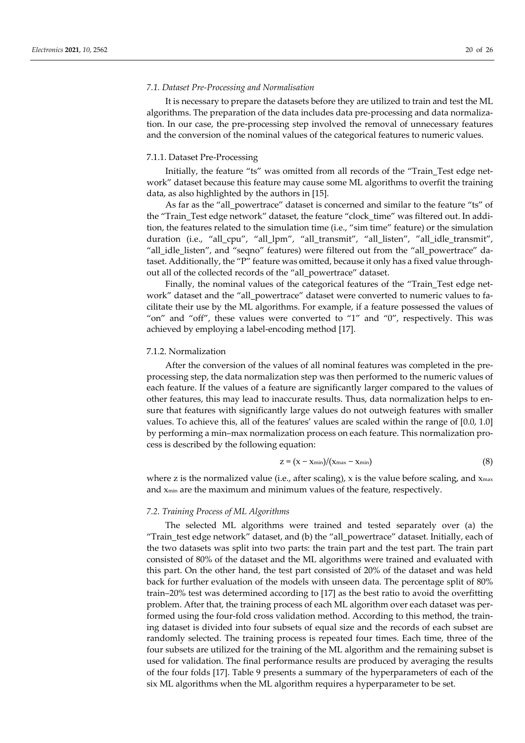### *7.1. Dataset Pre-Processing and Normalisation*

It is necessary to prepare the datasets before they are utilized to train and test the ML algorithms. The preparation of the data includes data pre-processing and data normalization. In our case, the pre-processing step involved the removal of unnecessary features and the conversion of the nominal values of the categorical features to numeric values.

#### 7.1.1. Dataset Pre-Processing

Initially, the feature "ts" was omitted from all records of the "Train_Test edge network" dataset because this feature may cause some ML algorithms to overfit the training data, as also highlighted by the authors in [15].

As far as the "all_powertrace" dataset is concerned and similar to the feature "ts" of the "Train_Test edge network" dataset, the feature "clock_time" was filtered out. In addition, the features related to the simulation time (i.e., "sim time" feature) or the simulation duration (i.e., "all_cpu", "all_lpm", "all_transmit", "all_listen", "all_idle_transmit", "all_idle_listen", and "seqno" features) were filtered out from the "all_powertrace" dataset. Additionally, the "P" feature was omitted, because it only has a fixed value throughout all of the collected records of the "all_powertrace" dataset.

Finally, the nominal values of the categorical features of the "Train_Test edge network" dataset and the "all_powertrace" dataset were converted to numeric values to facilitate their use by the ML algorithms. For example, if a feature possessed the values of "on" and "off", these values were converted to "1" and "0", respectively. This was achieved by employing a label-encoding method [17].

#### 7.1.2. Normalization

After the conversion of the values of all nominal features was completed in the pre-processing step, the data normalization step was then performed to the numeric values of each feature. If the values of a feature are significantly larger compared to the values of other features, this may lead to inaccurate results. Thus, data normalization helps to ensure that features with significantly large values do not outweigh features with smaller values. To achieve this, all of the features' values are scaled within the range of [0.0, 1.0] by performing a min–max normalization process on each feature. This normalization process is described by the following equation:

$$z = (x - x_{min})/(x_{max} - x_{min}) \tag{8}$$

where z is the normalized value (i.e., after scaling), x is the value before scaling, and $x_{max}$ and $x_{min}$ are the maximum and minimum values of the feature, respectively.

### *7.2. Training Process of ML Algorithms*

The selected ML algorithms were trained and tested separately over (a) the "Train_test edge network" dataset, and (b) the "all_powertrace" dataset. Initially, each of the two datasets was split into two parts: the train part and the test part. The train part consisted of 80% of the dataset and the ML algorithms were trained and evaluated with this part. On the other hand, the test part consisted of 20% of the dataset and was held back for further evaluation of the models with unseen data. The percentage split of 80% train–20% test was determined according to [17] as the best ratio to avoid the overfitting problem. After that, the training process of each ML algorithm over each dataset was performed using the four-fold cross validation method. According to this method, the training dataset is divided into four subsets of equal size and the records of each subset are randomly selected. The training process is repeated four times. Each time, three of the four subsets are utilized for the training of the ML algorithm and the remaining subset is used for validation. The final performance results are produced by averaging the results of the four folds [17]. Table 9 presents a summary of the hyperparameters of each of the six ML algorithms when the ML algorithm requires a hyperparameter to be set.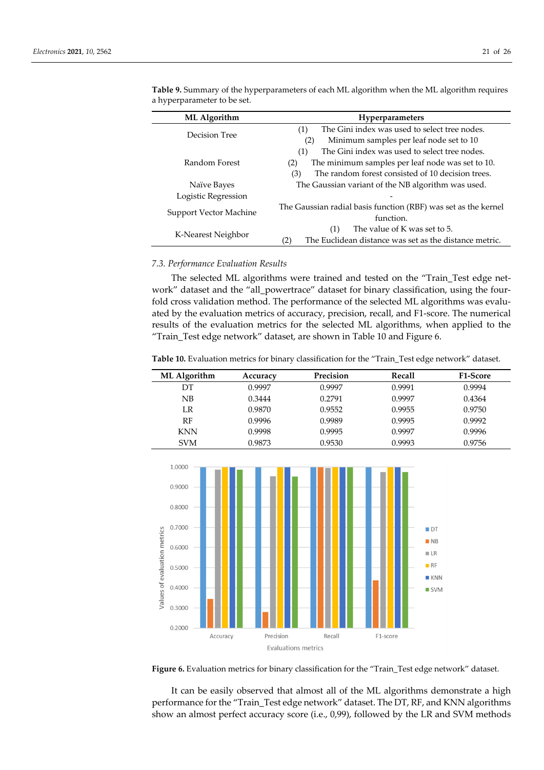**Table 9.** Summary of the hyperparameters of each ML algorithm when the ML algorithm requires a hyperparameter to be set.

| ML Algorithm | Hyperparameters |
|---|---|
| Decision Tree | (1) The Gini index was used to select tree nodes. (2) Minimum samples per leaf node set to 10 |
| Random Forest | (1) The Gini index was used to select tree nodes. (2) The minimum samples per leaf node was set to 10. (3) The random forest consisted of 10 decision trees. |
| Naïve Bayes | The Gaussian variant of the NB algorithm was used. |
| Logistic Regression | - |
| Support Vector Machine | The Gaussian radial basis function (RBF) was set as the kernel function. |
| K-Nearest Neighbor | (1) The value of K was set to 5. (2) The Euclidean distance was set as the distance metric. |

### 7.3. Performance Evaluation Results

The selected ML algorithms were trained and tested on the "Train_Test edge network" dataset and the "all_powertrace" dataset for binary classification, using the four-fold cross validation method. The performance of the selected ML algorithms was evaluated by the evaluation metrics of accuracy, precision, recall, and F1-score. The numerical results of the evaluation metrics for the selected ML algorithms, when applied to the "Train_Test edge network" dataset, are shown in Table 10 and Figure 6.

**Table 10.** Evaluation metrics for binary classification for the "Train_Test edge network" dataset.

| ML Algorithm | Accuracy | Precision | Recall | F1-Score |
|---|---|---|---|---|
| DT | 0.9997 | 0.9997 | 0.9991 | 0.9994 |
| NB | 0.3444 | 0.2791 | 0.9997 | 0.4364 |
| LR | 0.9870 | 0.9552 | 0.9955 | 0.9750 |
| RF | 0.9996 | 0.9989 | 0.9995 | 0.9992 |
| KNN | 0.9998 | 0.9995 | 0.9997 | 0.9996 |
| SVM | 0.9873 | 0.9530 | 0.9993 | 0.9756 |

**Figure 6.** Evaluation metrics for binary classification for the "Train_Test edge network" dataset.

It can be easily observed that almost all of the ML algorithms demonstrate a high performance for the "Train_Test edge network" dataset. The DT, RF, and KNN algorithms show an almost perfect accuracy score (i.e., 0,99), followed by the LR and SVM methods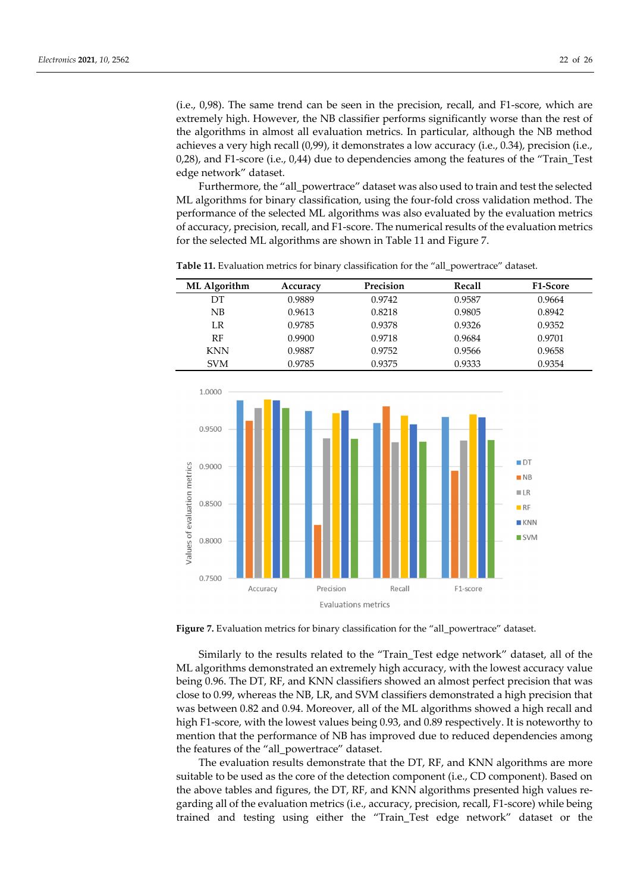(i.e., 0,98). The same trend can be seen in the precision, recall, and F1-score, which are extremely high. However, the NB classifier performs significantly worse than the rest of the algorithms in almost all evaluation metrics. In particular, although the NB method achieves a very high recall (0,99), it demonstrates a low accuracy (i.e., 0.34), precision (i.e., 0,28), and F1-score (i.e., 0,44) due to dependencies among the features of the "Train_Test edge network" dataset.

Furthermore, the "all_powertrace" dataset was also used to train and test the selected ML algorithms for binary classification, using the four-fold cross validation method. The performance of the selected ML algorithms was also evaluated by the evaluation metrics of accuracy, precision, recall, and F1-score. The numerical results of the evaluation metrics for the selected ML algorithms are shown in Table 11 and Figure 7.

**Table 11.** Evaluation metrics for binary classification for the "all_powertrace" dataset.

| ML Algorithm | Accuracy | Precision | Recall | F1-Score |
|---|---|---|---|---|
| DT | 0.9889 | 0.9742 | 0.9587 | 0.9664 |
| NB | 0.9613 | 0.8218 | 0.9805 | 0.8942 |
| LR | 0.9785 | 0.9378 | 0.9326 | 0.9352 |
| RF | 0.9900 | 0.9718 | 0.9684 | 0.9701 |
| KNN | 0.9887 | 0.9752 | 0.9566 | 0.9658 |
| SVM | 0.9785 | 0.9375 | 0.9333 | 0.9354 |

**Figure 7.** Evaluation metrics for binary classification for the "all_powertrace" dataset.

Similarly to the results related to the "Train_Test edge network" dataset, all of the ML algorithms demonstrated an extremely high accuracy, with the lowest accuracy value being 0.96. The DT, RF, and KNN classifiers showed an almost perfect precision that was close to 0.99, whereas the NB, LR, and SVM classifiers demonstrated a high precision that was between 0.82 and 0.94. Moreover, all of the ML algorithms showed a high recall and high F1-score, with the lowest values being 0.93, and 0.89 respectively. It is noteworthy to mention that the performance of NB has improved due to reduced dependencies among the features of the "all_powertrace" dataset.

The evaluation results demonstrate that the DT, RF, and KNN algorithms are more suitable to be used as the core of the detection component (i.e., CD component). Based on the above tables and figures, the DT, RF, and KNN algorithms presented high values regarding all of the evaluation metrics (i.e., accuracy, precision, recall, F1-score) while being trained and testing using either the "Train_Test edge network" dataset or the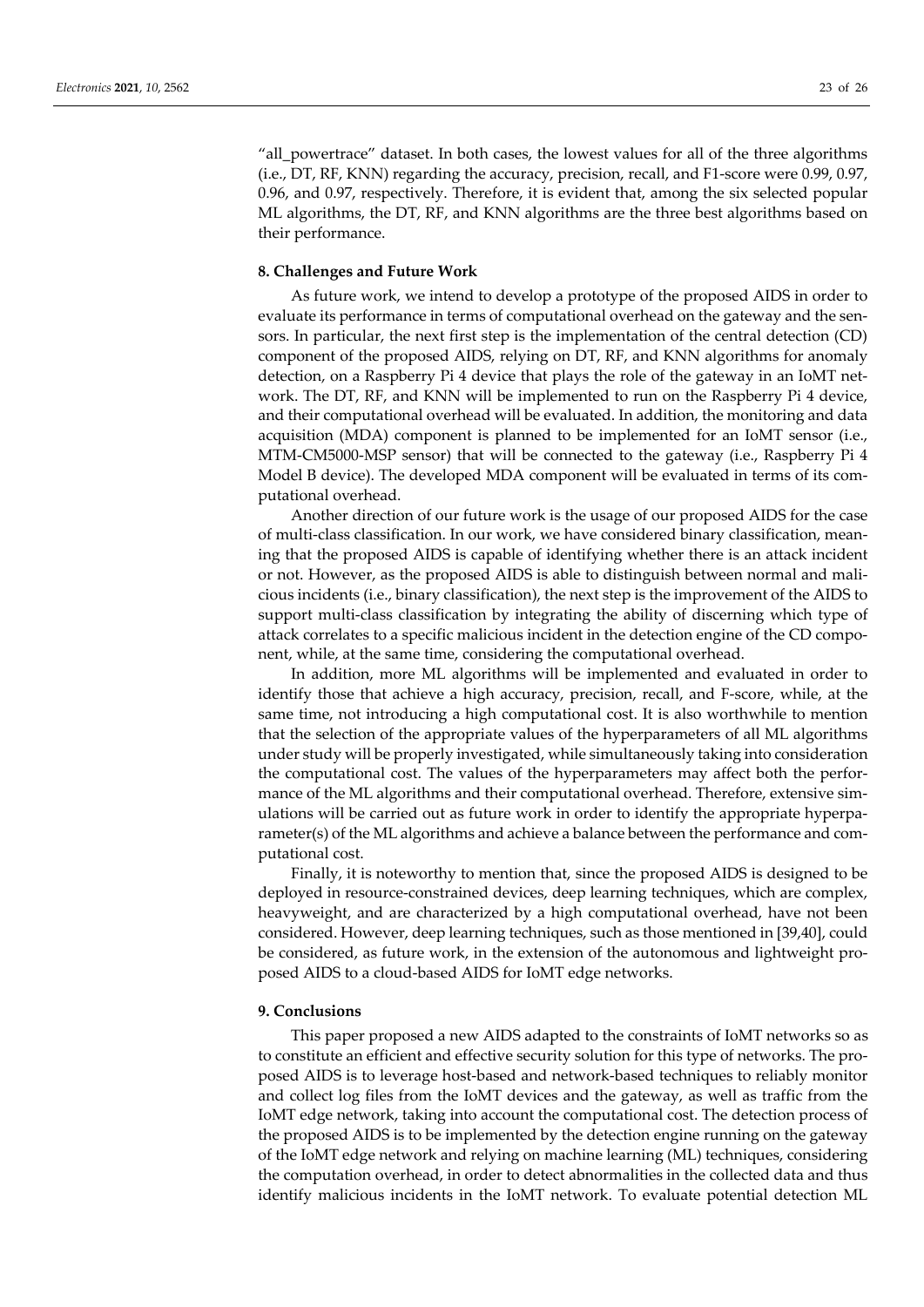"all_powertrace" dataset. In both cases, the lowest values for all of the three algorithms (i.e., DT, RF, KNN) regarding the accuracy, precision, recall, and F1-score were 0.99, 0.97, 0.96, and 0.97, respectively. Therefore, it is evident that, among the six selected popular ML algorithms, the DT, RF, and KNN algorithms are the three best algorithms based on their performance.

## 8. Challenges and Future Work

As future work, we intend to develop a prototype of the proposed AIDS in order to evaluate its performance in terms of computational overhead on the gateway and the sensors. In particular, the next first step is the implementation of the central detection (CD) component of the proposed AIDS, relying on DT, RF, and KNN algorithms for anomaly detection, on a Raspberry Pi 4 device that plays the role of the gateway in an IoMT network. The DT, RF, and KNN will be implemented to run on the Raspberry Pi 4 device, and their computational overhead will be evaluated. In addition, the monitoring and data acquisition (MDA) component is planned to be implemented for an IoMT sensor (i.e., MTM-CM5000-MSP sensor) that will be connected to the gateway (i.e., Raspberry Pi 4 Model B device). The developed MDA component will be evaluated in terms of its computational overhead.

Another direction of our future work is the usage of our proposed AIDS for the case of multi-class classification. In our work, we have considered binary classification, meaning that the proposed AIDS is capable of identifying whether there is an attack incident or not. However, as the proposed AIDS is able to distinguish between normal and malicious incidents (i.e., binary classification), the next step is the improvement of the AIDS to support multi-class classification by integrating the ability of discerning which type of attack correlates to a specific malicious incident in the detection engine of the CD component, while, at the same time, considering the computational overhead.

In addition, more ML algorithms will be implemented and evaluated in order to identify those that achieve a high accuracy, precision, recall, and F-score, while, at the same time, not introducing a high computational cost. It is also worthwhile to mention that the selection of the appropriate values of the hyperparameters of all ML algorithms under study will be properly investigated, while simultaneously taking into consideration the computational cost. The values of the hyperparameters may affect both the performance of the ML algorithms and their computational overhead. Therefore, extensive simulations will be carried out as future work in order to identify the appropriate hyperparameter(s) of the ML algorithms and achieve a balance between the performance and computational cost.

Finally, it is noteworthy to mention that, since the proposed AIDS is designed to be deployed in resource-constrained devices, deep learning techniques, which are complex, heavyweight, and are characterized by a high computational overhead, have not been considered. However, deep learning techniques, such as those mentioned in [39,40], could be considered, as future work, in the extension of the autonomous and lightweight proposed AIDS to a cloud-based AIDS for IoMT edge networks.

## 9. Conclusions

This paper proposed a new AIDS adapted to the constraints of IoMT networks so as to constitute an efficient and effective security solution for this type of networks. The proposed AIDS is to leverage host-based and network-based techniques to reliably monitor and collect log files from the IoMT devices and the gateway, as well as traffic from the IoMT edge network, taking into account the computational cost. The detection process of the proposed AIDS is to be implemented by the detection engine running on the gateway of the IoMT edge network and relying on machine learning (ML) techniques, considering the computation overhead, in order to detect abnormalities in the collected data and thus identify malicious incidents in the IoMT network. To evaluate potential detection ML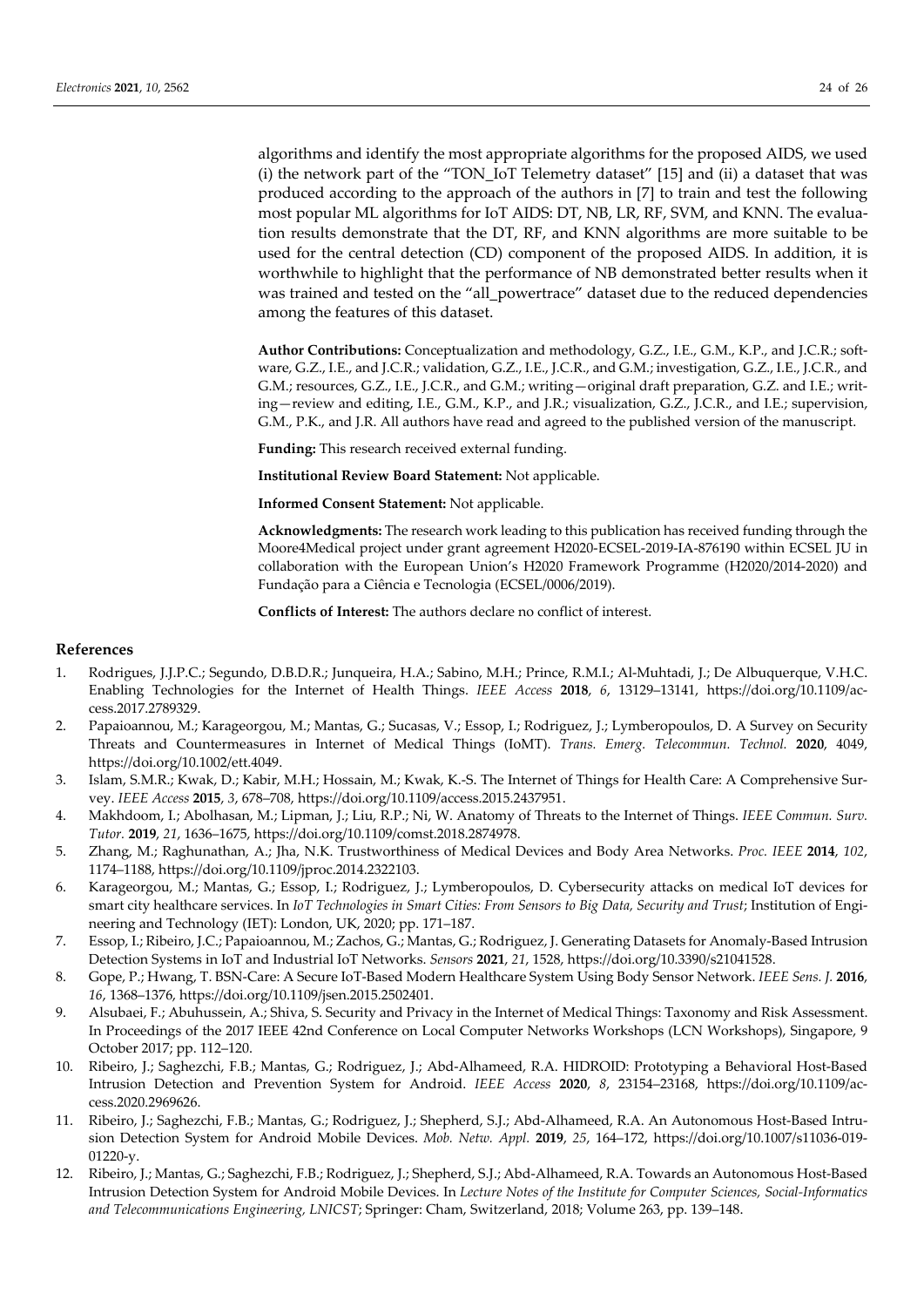algorithms and identify the most appropriate algorithms for the proposed AIDS, we used (i) the network part of the "TON_IoT Telemetry dataset" [15] and (ii) a dataset that was produced according to the approach of the authors in [7] to train and test the following most popular ML algorithms for IoT AIDS: DT, NB, LR, RF, SVM, and KNN. The evaluation results demonstrate that the DT, RF, and KNN algorithms are more suitable to be used for the central detection (CD) component of the proposed AIDS. In addition, it is worthwhile to highlight that the performance of NB demonstrated better results when it was trained and tested on the "all_powertrace" dataset due to the reduced dependencies among the features of this dataset.

**Author Contributions:** Conceptualization and methodology, G.Z., I.E., G.M., K.P., and J.C.R.; software, G.Z., I.E., and J.C.R.; validation, G.Z., I.E., J.C.R., and G.M.; investigation, G.Z., I.E., J.C.R., and G.M.; resources, G.Z., I.E., J.C.R., and G.M.; writing—original draft preparation, G.Z. and I.E.; writing—review and editing, I.E., G.M., K.P., and J.R.; visualization, G.Z., J.C.R., and I.E.; supervision, G.M., P.K., and J.R. All authors have read and agreed to the published version of the manuscript.

**Funding:** This research received external funding.

**Institutional Review Board Statement:** Not applicable.

**Informed Consent Statement:** Not applicable.

**Acknowledgments:** The research work leading to this publication has received funding through the Moore4Medical project under grant agreement H2020-ECSEL-2019-IA-876190 within ECSEL JU in collaboration with the European Union's H2020 Framework Programme (H2020/2014-2020) and Fundação para a Ciência e Tecnologia (ECSEL/0006/2019).

**Conflicts of Interest:** The authors declare no conflict of interest.

## References

1. Rodrigues, J.J.P.C.; Segundo, D.B.D.R.; Junqueira, H.A.; Sabino, M.H.; Prince, R.M.I.; Al-Muhtadi, J.; De Albuquerque, V.H.C. Enabling Technologies for the Internet of Health Things. *IEEE Access* **2018**, *6*, 13129–13141, https://doi.org/10.1109/access.2017.2789329.
2. Papaioannou, M.; Karageorgou, M.; Mantas, G.; Sucasas, V.; Essop, I.; Rodriguez, J.; Lymberopoulos, D. A Survey on Security Threats and Countermeasures in Internet of Medical Things (IoMT). *Trans. Emerg. Telecommun. Technol.* **2020**, 4049, https://doi.org/10.1002/ett.4049.
3. Islam, S.M.R.; Kwak, D.; Kabir, M.H.; Hossain, M.; Kwak, K.-S. The Internet of Things for Health Care: A Comprehensive Survey. *IEEE Access* **2015**, *3*, 678–708, https://doi.org/10.1109/access.2015.2437951.
4. Makhdoom, I.; Abolhasan, M.; Lipman, J.; Liu, R.P.; Ni, W. Anatomy of Threats to the Internet of Things. *IEEE Commun. Surv. Tutor.* **2019**, *21*, 1636–1675, https://doi.org/10.1109/comst.2018.2874978.
5. Zhang, M.; Raghunathan, A.; Jha, N.K. Trustworthiness of Medical Devices and Body Area Networks. *Proc. IEEE* **2014**, *102*, 1174–1188, https://doi.org/10.1109/jproc.2014.2322103.
6. Karageorgou, M.; Mantas, G.; Essop, I.; Rodriguez, J.; Lymberopoulos, D. Cybersecurity attacks on medical IoT devices for smart city healthcare services. In *IoT Technologies in Smart Cities: From Sensors to Big Data, Security and Trust*; Institution of Engineering and Technology (IET): London, UK, 2020; pp. 171–187.
7. Essop, I.; Ribeiro, J.C.; Papaioannou, M.; Zachos, G.; Mantas, G.; Rodriguez, J. Generating Datasets for Anomaly-Based Intrusion Detection Systems in IoT and Industrial IoT Networks. *Sensors* **2021**, *21*, 1528, https://doi.org/10.3390/s21041528.
8. Gope, P.; Hwang, T. BSN-Care: A Secure IoT-Based Modern Healthcare System Using Body Sensor Network. *IEEE Sens. J.* **2016**, *16*, 1368–1376, https://doi.org/10.1109/jsen.2015.2502401.
9. Alsubaei, F.; Abuhussein, A.; Shiva, S. Security and Privacy in the Internet of Medical Things: Taxonomy and Risk Assessment. In Proceedings of the 2017 IEEE 42nd Conference on Local Computer Networks Workshops (LCN Workshops), Singapore, 9 October 2017; pp. 112–120.
10. Ribeiro, J.; Saghezchi, F.B.; Mantas, G.; Rodriguez, J.; Abd-Alhameed, R.A. HIDROID: Prototyping a Behavioral Host-Based Intrusion Detection and Prevention System for Android. *IEEE Access* **2020**, *8*, 23154–23168, https://doi.org/10.1109/access.2020.2969626.
11. Ribeiro, J.; Saghezchi, F.B.; Mantas, G.; Rodriguez, J.; Shepherd, S.J.; Abd-Alhameed, R.A. An Autonomous Host-Based Intrusion Detection System for Android Mobile Devices. *Mob. Netw. Appl.* **2019**, *25*, 164–172, https://doi.org/10.1007/s11036-019-01220-y.
12. Ribeiro, J.; Mantas, G.; Saghezchi, F.B.; Rodriguez, J.; Shepherd, S.J.; Abd-Alhameed, R.A. Towards an Autonomous Host-Based Intrusion Detection System for Android Mobile Devices. In *Lecture Notes of the Institute for Computer Sciences, Social-Informatics and Telecommunications Engineering, LNICST*; Springer: Cham, Switzerland, 2018; Volume 263, pp. 139–148.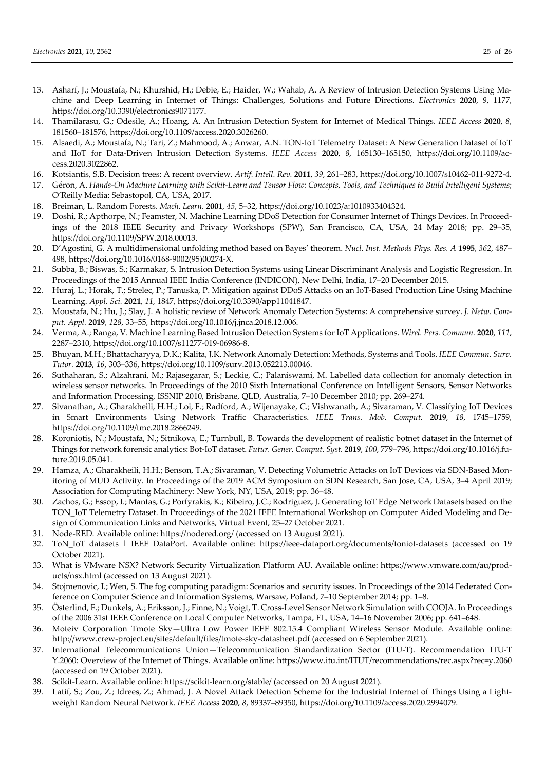13. Asharf, J.; Moustafa, N.; Khurshid, H.; Debie, E.; Haider, W.; Wahab, A. A Review of Intrusion Detection Systems Using Machine and Deep Learning in Internet of Things: Challenges, Solutions and Future Directions. *Electronics* **2020**, *9*, 1177, https://doi.org/10.3390/electronics9071177.
14. Thamilarasu, G.; Odesile, A.; Hoang, A. An Intrusion Detection System for Internet of Medical Things. *IEEE Access* **2020**, *8*, 181560–181576, https://doi.org/10.1109/access.2020.3026260.
15. Alsaedi, A.; Moustafa, N.; Tari, Z.; Mahmood, A.; Anwar, A.N. TON-IoT Telemetry Dataset: A New Generation Dataset of IoT and IIoT for Data-Driven Intrusion Detection Systems. *IEEE Access* **2020**, *8*, 165130–165150, https://doi.org/10.1109/access.2020.3022862.
16. Kotsiantis, S.B. Decision trees: A recent overview. *Artif. Intell. Rev.* **2011**, *39*, 261–283, https://doi.org/10.1007/s10462-011-9272-4.
17. Géron, A. *Hands-On Machine Learning with Scikit-Learn and Tensor Flow: Concepts, Tools, and Techniques to Build Intelligent Systems*; O'Reilly Media: Sebastopol, CA, USA, 2017.
18. Breiman, L. Random Forests. *Mach. Learn.* **2001**, *45*, 5–32, https://doi.org/10.1023/a:1010933404324.
19. Doshi, R.; Apthorpe, N.; Feamster, N. Machine Learning DDoS Detection for Consumer Internet of Things Devices. In Proceedings of the 2018 IEEE Security and Privacy Workshops (SPW), San Francisco, CA, USA, 24 May 2018; pp. 29–35, https://doi.org/10.1109/SPW.2018.00013.
20. D'Agostini, G. A multidimensional unfolding method based on Bayes' theorem. *Nucl. Inst. Methods Phys. Res. A* **1995**, *362*, 487–498, https://doi.org/10.1016/0168-9002(95)00274-X.
21. Subba, B.; Biswas, S.; Karmakar, S. Intrusion Detection Systems using Linear Discriminant Analysis and Logistic Regression. In Proceedings of the 2015 Annual IEEE India Conference (INDICON), New Delhi, India, 17–20 December 2015.
22. Huraj, L.; Horak, T.; Strelec, P.; Tanuska, P. Mitigation against DDoS Attacks on an IoT-Based Production Line Using Machine Learning. *Appl. Sci.* **2021**, *11*, 1847, https://doi.org/10.3390/app11041847.
23. Moustafa, N.; Hu, J.; Slay, J. A holistic review of Network Anomaly Detection Systems: A comprehensive survey. *J. Netw. Comput. Appl.* **2019**, *128*, 33–55, https://doi.org/10.1016/j.jnca.2018.12.006.
24. Verma, A.; Ranga, V. Machine Learning Based Intrusion Detection Systems for IoT Applications. *Wirel. Pers. Commun.* **2020**, *111*, 2287–2310, https://doi.org/10.1007/s11277-019-06986-8.
25. Bhuyan, M.H.; Bhattacharyya, D.K.; Kalita, J.K. Network Anomaly Detection: Methods, Systems and Tools. *IEEE Commun. Surv. Tutor.* **2013**, *16*, 303–336, https://doi.org/10.1109/surv.2013.052213.00046.
26. Suthaharan, S.; Alzahrani, M.; Rajasegarar, S.; Leckie, C.; Palaniswami, M. Labelled data collection for anomaly detection in wireless sensor networks. In Proceedings of the 2010 Sixth International Conference on Intelligent Sensors, Sensor Networks and Information Processing, ISSNIP 2010, Brisbane, QLD, Australia, 7–10 December 2010; pp. 269–274.
27. Sivanathan, A.; Gharakheili, H.H.; Loi, F.; Radford, A.; Wijenayake, C.; Vishwanath, A.; Sivaraman, V. Classifying IoT Devices in Smart Environments Using Network Traffic Characteristics. *IEEE Trans. Mob. Comput.* **2019**, *18*, 1745–1759, https://doi.org/10.1109/tmc.2018.2866249.
28. Koroniotis, N.; Moustafa, N.; Sitnikova, E.; Turnbull, B. Towards the development of realistic botnet dataset in the Internet of Things for network forensic analytics: Bot-IoT dataset. *Futur. Gener. Comput. Syst.* **2019**, *100*, 779–796, https://doi.org/10.1016/j.future.2019.05.041.
29. Hamza, A.; Gharakheili, H.H.; Benson, T.A.; Sivaraman, V. Detecting Volumetric Attacks on IoT Devices via SDN-Based Monitoring of MUD Activity. In Proceedings of the 2019 ACM Symposium on SDN Research, San Jose, CA, USA, 3–4 April 2019; Association for Computing Machinery: New York, NY, USA, 2019; pp. 36–48.
30. Zachos, G.; Essop, I.; Mantas, G.; Porfyrakis, K.; Ribeiro, J.C.; Rodriguez, J. Generating IoT Edge Network Datasets based on the TON_IoT Telemetry Dataset. In Proceedings of the 2021 IEEE International Workshop on Computer Aided Modeling and Design of Communication Links and Networks, Virtual Event, 25–27 October 2021.
31. Node-RED. Available online: https://nodered.org/ (accessed on 13 August 2021).
32. ToN_IoT datasets | IEEE DataPort. Available online: https://ieee-dataport.org/documents/toniot-datasets (accessed on 19 October 2021).
33. What is VMware NSX? Network Security Virtualization Platform AU. Available online: https://www.vmware.com/au/products/nsx.html (accessed on 13 August 2021).
34. Stojmenovic, I.; Wen, S. The fog computing paradigm: Scenarios and security issues. In Proceedings of the 2014 Federated Conference on Computer Science and Information Systems, Warsaw, Poland, 7–10 September 2014; pp. 1–8.
35. Österlind, F.; Dunkels, A.; Eriksson, J.; Finne, N.; Voigt, T. Cross-Level Sensor Network Simulation with COOJA. In Proceedings of the 2006 31st IEEE Conference on Local Computer Networks, Tampa, FL, USA, 14–16 November 2006; pp. 641–648.
36. Moteiv Corporation Tmote Sky—Ultra Low Power IEEE 802.15.4 Compliant Wireless Sensor Module. Available online: http://www.crew-project.eu/sites/default/files/tmote-sky-datasheet.pdf (accessed on 6 September 2021).
37. International Telecommunications Union—Telecommunication Standardization Sector (ITU-T). Recommendation ITU-T Y.2060: Overview of the Internet of Things. Available online: https://www.itu.int/ITUT/recommendations/rec.aspx?rec=y.2060 (accessed on 19 October 2021).
38. Scikit-Learn. Available online: https://scikit-learn.org/stable/ (accessed on 20 August 2021).
39. Latif, S.; Zou, Z.; Idrees, Z.; Ahmad, J. A Novel Attack Detection Scheme for the Industrial Internet of Things Using a Lightweight Random Neural Network. *IEEE Access* **2020**, *8*, 89337–89350, https://doi.org/10.1109/access.2020.2994079.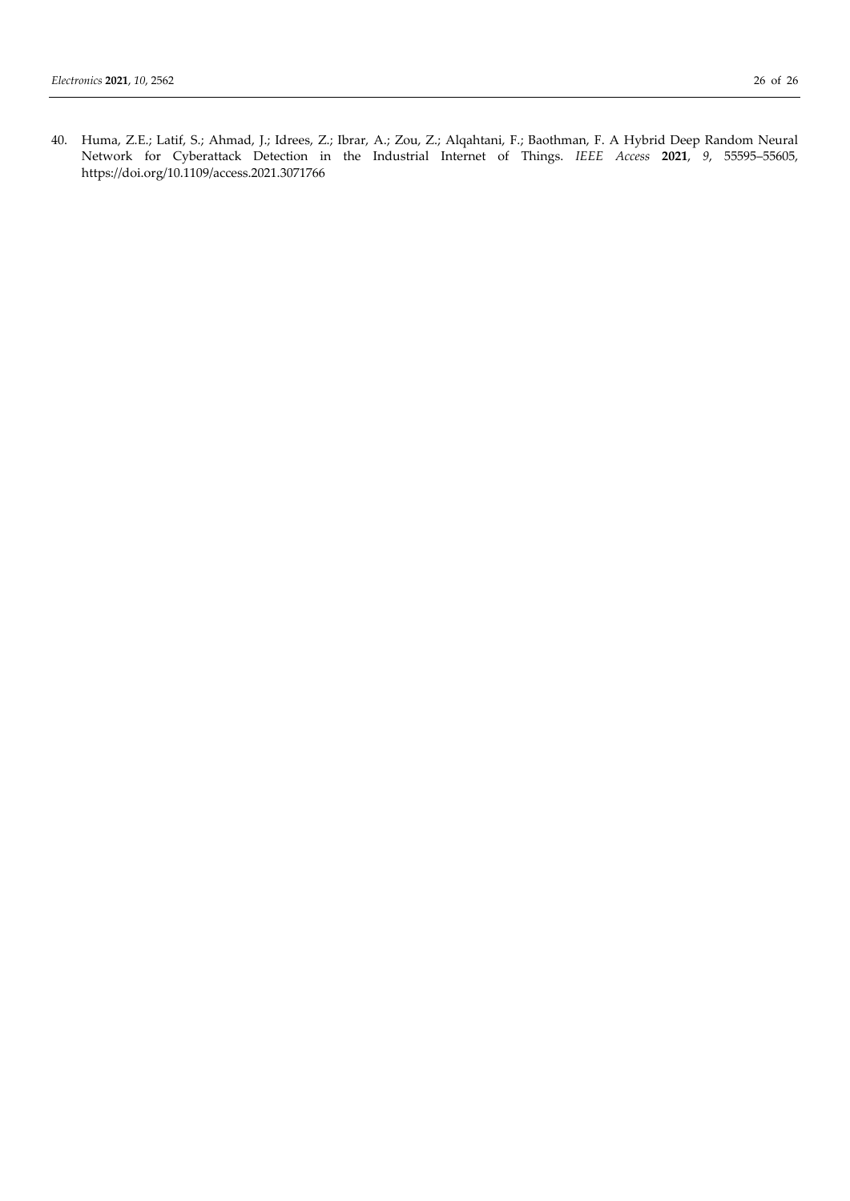40. Huma, Z.E.; Latif, S.; Ahmad, J.; Idrees, Z.; Ibrar, A.; Zou, Z.; Alqahtani, F.; Baothman, F. A Hybrid Deep Random Neural Network for Cyberattack Detection in the Industrial Internet of Things. *IEEE Access* **2021**, *9*, 55595–55605, https://doi.org/10.1109/access.2021.3071766